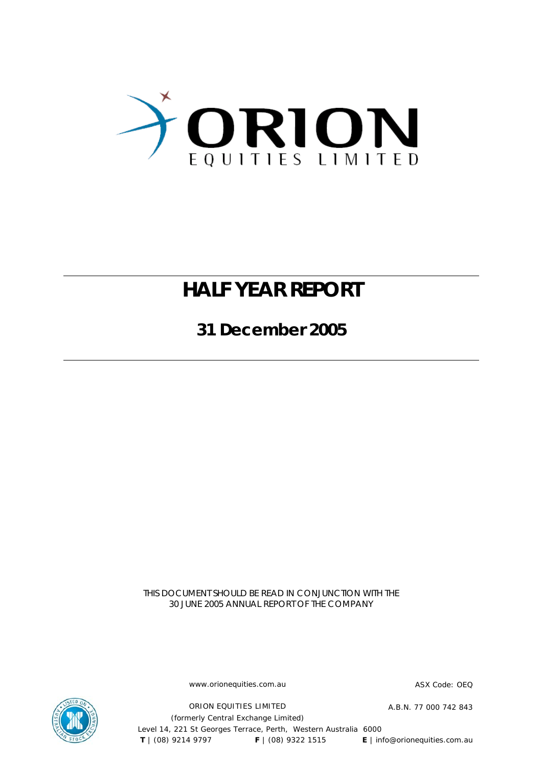# ORION

EQUITIES LIMITED

# HALF YEAR REPORT

## 31 December 2005

THIS DOCUMENT SHOULD BE READ IN CONJUNCTION WITH THE 30 JUNE 2005 ANNUAL REPORT OF THE COMPANY

www.orionequities.com.au

ASX Code: OEQ

ORION EQUITIES LIMITED
(formerly Central Exchange Limited)

A.B.N. 77 000 742 843

Level 14, 221 St Georges Terrace, Perth, Western Australia 6000

**T** | (08) 9214 9797 **F** | (08) 9322 1515 **E** | info@orionequities.com.au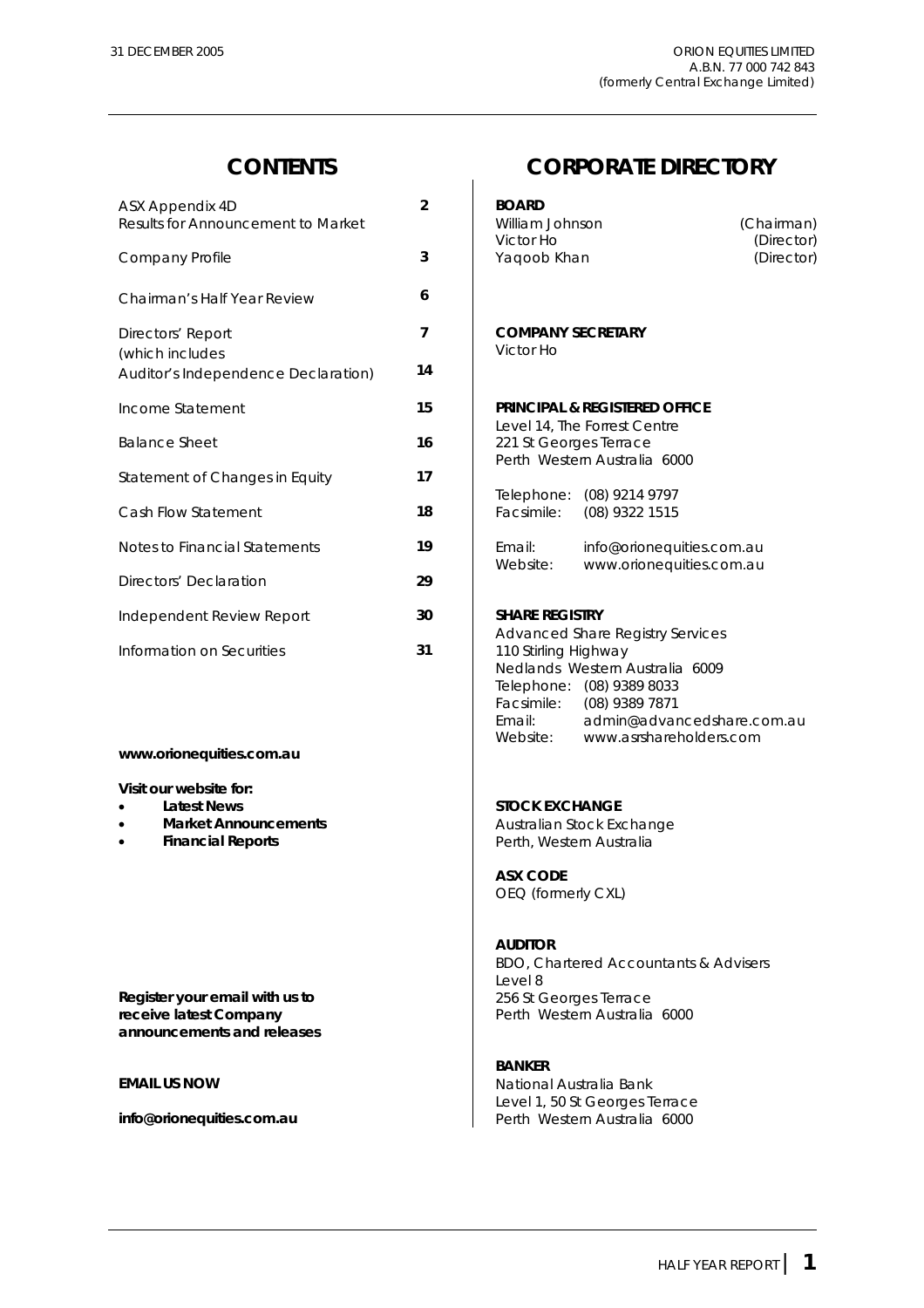31 DECEMBER 2005

ORION EQUITIES LIMITED
A.B.N. 77 000 742 843
(formerly Central Exchange Limited)

## CONTENTS

| | |
|---|---|
| ASX Appendix 4D<br>Results for Announcement to Market | **2** |
| Company Profile | **3** |
| Chairman's Half Year Review | **6** |
| Directors' Report<br>(which includes | **7** |
| Auditor's Independence Declaration) | **14** |
| Income Statement | **15** |
| Balance Sheet | **16** |
| Statement of Changes in Equity | **17** |
| Cash Flow Statement | **18** |
| Notes to Financial Statements | **19** |
| Directors' Declaration | **29** |
| Independent Review Report | **30** |
| Information on Securities | **31** |

**www.orionequities.com.au**

**Visit our website for:**

- **Latest News**
- **Market Announcements**
- **Financial Reports**

**Register your email with us to receive latest Company announcements and releases**

**EMAIL US NOW**

**info@orionequities.com.au**

## CORPORATE DIRECTORY

**BOARD**

William Johnson (Chairman)
Victor Ho (Director)
Yaqoob Khan (Director)

**COMPANY SECRETARY**

Victor Ho

**PRINCIPAL & REGISTERED OFFICE**

Level 14, The Forrest Centre
221 St Georges Terrace
Perth Western Australia 6000

Telephone: (08) 9214 9797
Facsimile: (08) 9322 1515

Email: info@orionequities.com.au
Website: www.orionequities.com.au

**SHARE REGISTRY**

Advanced Share Registry Services
110 Stirling Highway
Nedlands Western Australia 6009
Telephone: (08) 9389 8033
Facsimile: (08) 9389 7871
Email: admin@advancedshare.com.au
Website: www.asrshareholders.com

**STOCK EXCHANGE**

Australian Stock Exchange
Perth, Western Australia

**ASX CODE**

OEQ (formerly CXL)

**AUDITOR**

BDO, Chartered Accountants & Advisers
Level 8
256 St Georges Terrace
Perth Western Australia 6000

**BANKER**

National Australia Bank
Level 1, 50 St Georges Terrace
Perth Western Australia 6000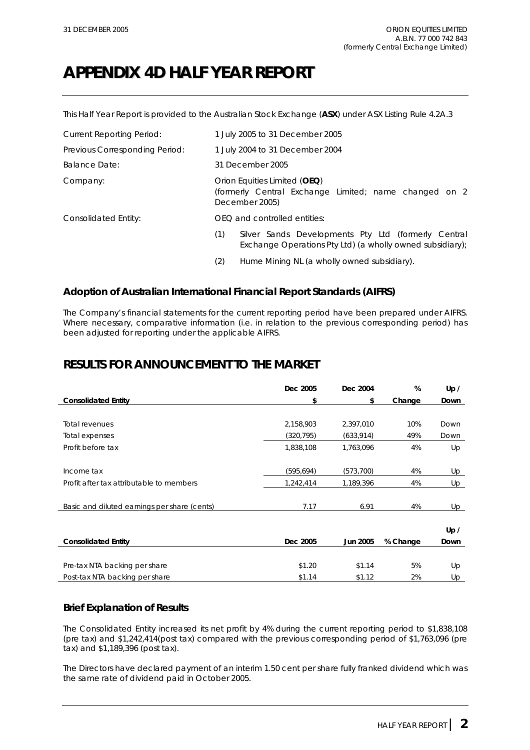# APPENDIX 4D HALF YEAR REPORT

This Half Year Report is provided to the Australian Stock Exchange (**ASX**) under ASX Listing Rule 4.2A.3

| | |
|---|---|
| Current Reporting Period: | 1 July 2005 to 31 December 2005 |
| Previous Corresponding Period: | 1 July 2004 to 31 December 2004 |
| Balance Date: | 31 December 2005 |
| Company: | Orion Equities Limited (**OEQ**) (formerly Central Exchange Limited; name changed on 2 December 2005) |
| Consolidated Entity: | OEQ and controlled entities: |

(1) Silver Sands Developments Pty Ltd (formerly Central Exchange Operations Pty Ltd) (a wholly owned subsidiary);

(2) Hume Mining NL (a wholly owned subsidiary).

### Adoption of Australian International Financial Report Standards (AIFRS)

The Company's financial statements for the current reporting period have been prepared under AIFRS. Where necessary, comparative information (i.e. in relation to the previous corresponding period) has been adjusted for reporting under the applicable AIFRS.

## RESULTS FOR ANNOUNCEMENT TO THE MARKET

| Consolidated Entity | Dec 2005 $ | Dec 2004 $ | % Change | Up / Down |
|---|---|---|---|---|
| Total revenues | 2,158,903 | 2,397,010 | 10% | Down |
| Total expenses | (320,795) | (633,914) | 49% | Down |
| Profit before tax | 1,838,108 | 1,763,096 | 4% | Up |
| Income tax | (595,694) | (573,700) | 4% | Up |
| Profit after tax attributable to members | 1,242,414 | 1,189,396 | 4% | Up |
| Basic and diluted earnings per share (cents) | 7.17 | 6.91 | 4% | Up |

| Consolidated Entity | Dec 2005 | Jun 2005 | % Change | Up / Down |
|---|---|---|---|---|
| Pre-tax NTA backing per share | $1.20 | $1.14 | 5% | Up |
| Post-tax NTA backing per share | $1.14 | $1.12 | 2% | Up |

### Brief Explanation of Results

The Consolidated Entity increased its net profit by 4% during the current reporting period to $1,838,108 (pre tax) and $1,242,414(post tax) compared with the previous corresponding period of $1,763,096 (pre tax) and $1,189,396 (post tax).

The Directors have declared payment of an interim 1.50 cent per share fully franked dividend which was the same rate of dividend paid in October 2005.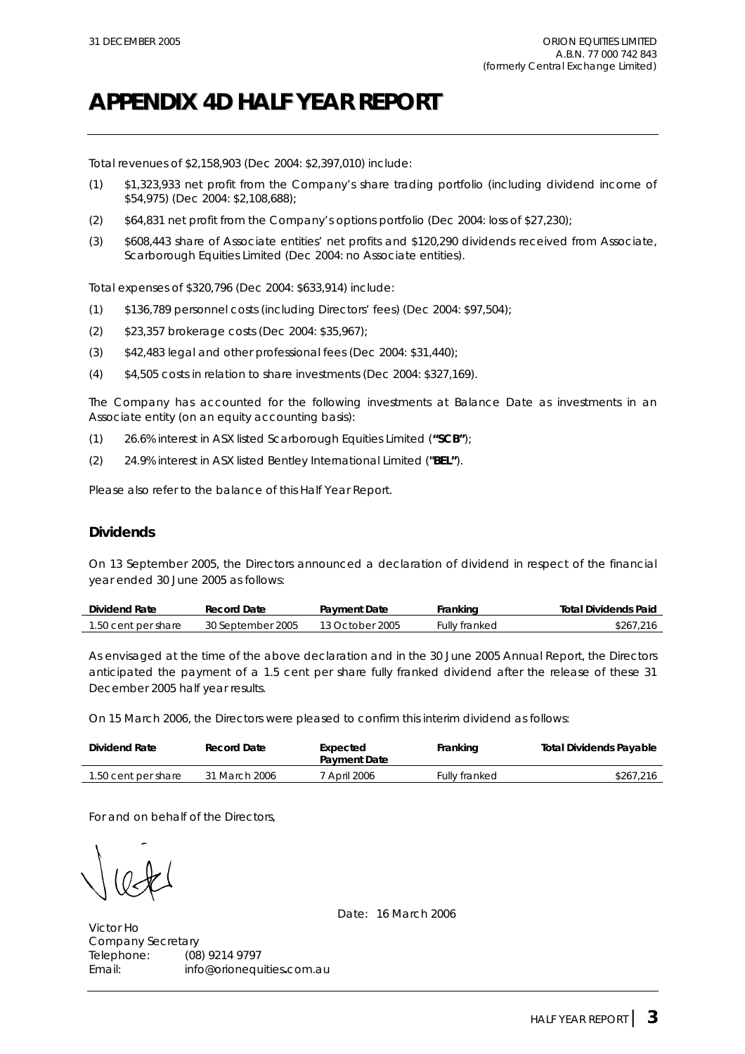# APPENDIX 4D HALF YEAR REPORT

Total revenues of $2,158,903 (Dec 2004: $2,397,010) include:

(1) $1,323,933 net profit from the Company's share trading portfolio (including dividend income of $54,975) (Dec 2004: $2,108,688);

(2) $64,831 net profit from the Company's options portfolio (Dec 2004: loss of $27,230);

(3) $608,443 share of Associate entities' net profits and $120,290 dividends received from Associate, Scarborough Equities Limited (Dec 2004: no Associate entities).

Total expenses of $320,796 (Dec 2004: $633,914) include:

(1) $136,789 personnel costs (including Directors' fees) (Dec 2004: $97,504);

(2) $23,357 brokerage costs (Dec 2004: $35,967);

(3) $42,483 legal and other professional fees (Dec 2004: $31,440);

(4) $4,505 costs in relation to share investments (Dec 2004: $327,169).

The Company has accounted for the following investments at Balance Date as investments in an Associate entity (on an equity accounting basis):

(1) 26.6% interest in ASX listed Scarborough Equities Limited (**"SCB"**);

(2) 24.9% interest in ASX listed Bentley International Limited (**"BEL"**).

Please also refer to the balance of this Half Year Report.

## Dividends

On 13 September 2005, the Directors announced a declaration of dividend in respect of the financial year ended 30 June 2005 as follows:

| Dividend Rate | Record Date | Payment Date | Franking | Total Dividends Paid |
|---|---|---|---|---|
| 1.50 cent per share | 30 September 2005 | 13 October 2005 | Fully franked | $267,216 |

As envisaged at the time of the above declaration and in the 30 June 2005 Annual Report, the Directors anticipated the payment of a 1.5 cent per share fully franked dividend after the release of these 31 December 2005 half year results.

On 15 March 2006, the Directors were pleased to confirm this interim dividend as follows:

| Dividend Rate | Record Date | Expected Payment Date | Franking | Total Dividends Payable |
|---|---|---|---|---|
| 1.50 cent per share | 31 March 2006 | 7 April 2006 | Fully franked | $267,216 |

For and on behalf of the Directors,

Date: 16 March 2006

Victor Ho
Company Secretary
Telephone: (08) 9214 9797
Email: info@orionequities.com.au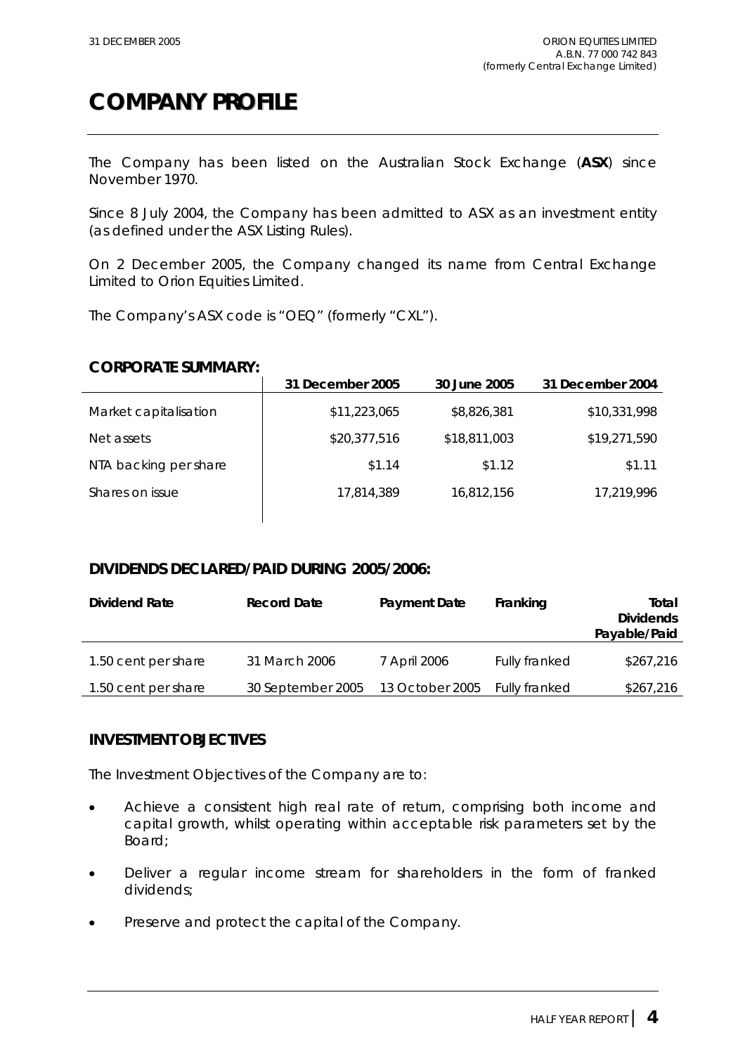# COMPANY PROFILE

The Company has been listed on the Australian Stock Exchange (**ASX**) since November 1970.

Since 8 July 2004, the Company has been admitted to ASX as an investment entity (as defined under the ASX Listing Rules).

On 2 December 2005, the Company changed its name from Central Exchange Limited to Orion Equities Limited.

The Company's ASX code is "OEQ" (formerly "CXL").

## CORPORATE SUMMARY:

| | 31 December 2005 | 30 June 2005 | 31 December 2004 |
|---|---|---|---|
| Market capitalisation | \$11,223,065 | \$8,826,381 | \$10,331,998 |
| Net assets | \$20,377,516 | \$18,811,003 | \$19,271,590 |
| NTA backing per share | \$1.14 | \$1.12 | \$1.11 |
| Shares on issue | 17,814,389 | 16,812,156 | 17,219,996 |

## DIVIDENDS DECLARED/PAID DURING 2005/2006:

| Dividend Rate | Record Date | Payment Date | Franking | Total Dividends Payable/Paid |
|---|---|---|---|---|
| 1.50 cent per share | 31 March 2006 | 7 April 2006 | Fully franked | \$267,216 |
| 1.50 cent per share | 30 September 2005 | 13 October 2005 | Fully franked | \$267,216 |

## INVESTMENT OBJECTIVES

The Investment Objectives of the Company are to:

- Achieve a consistent high real rate of return, comprising both income and capital growth, whilst operating within acceptable risk parameters set by the Board;
- Deliver a regular income stream for shareholders in the form of franked dividends;
- Preserve and protect the capital of the Company.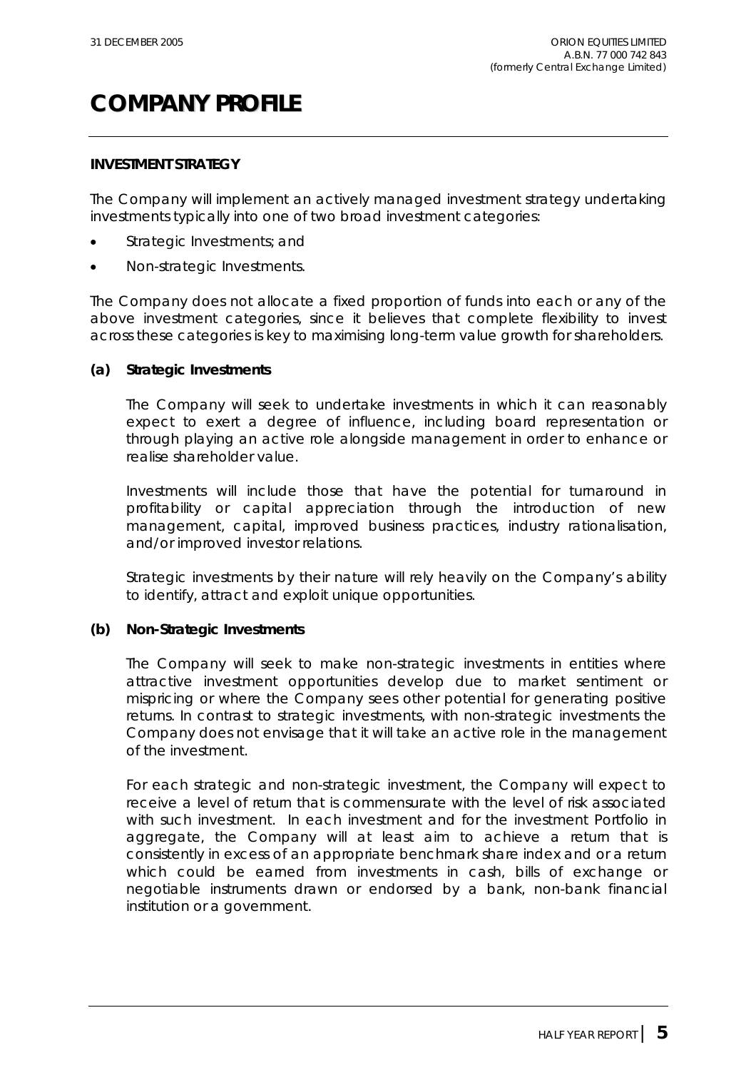# COMPANY PROFILE

**INVESTMENT STRATEGY**

The Company will implement an actively managed investment strategy undertaking investments typically into one of two broad investment categories:

- Strategic Investments; and
- Non-strategic Investments.

The Company does not allocate a fixed proportion of funds into each or any of the above investment categories, since it believes that complete flexibility to invest across these categories is key to maximising long-term value growth for shareholders.

**(a) Strategic Investments**

The Company will seek to undertake investments in which it can reasonably expect to exert a degree of influence, including board representation or through playing an active role alongside management in order to enhance or realise shareholder value.

Investments will include those that have the potential for turnaround in profitability or capital appreciation through the introduction of new management, capital, improved business practices, industry rationalisation, and/or improved investor relations.

Strategic investments by their nature will rely heavily on the Company's ability to identify, attract and exploit unique opportunities.

**(b) Non-Strategic Investments**

The Company will seek to make non-strategic investments in entities where attractive investment opportunities develop due to market sentiment or mispricing or where the Company sees other potential for generating positive returns. In contrast to strategic investments, with non-strategic investments the Company does not envisage that it will take an active role in the management of the investment.

For each strategic and non-strategic investment, the Company will expect to receive a level of return that is commensurate with the level of risk associated with such investment. In each investment and for the investment Portfolio in aggregate, the Company will at least aim to achieve a return that is consistently in excess of an appropriate benchmark share index and or a return which could be earned from investments in cash, bills of exchange or negotiable instruments drawn or endorsed by a bank, non-bank financial institution or a government.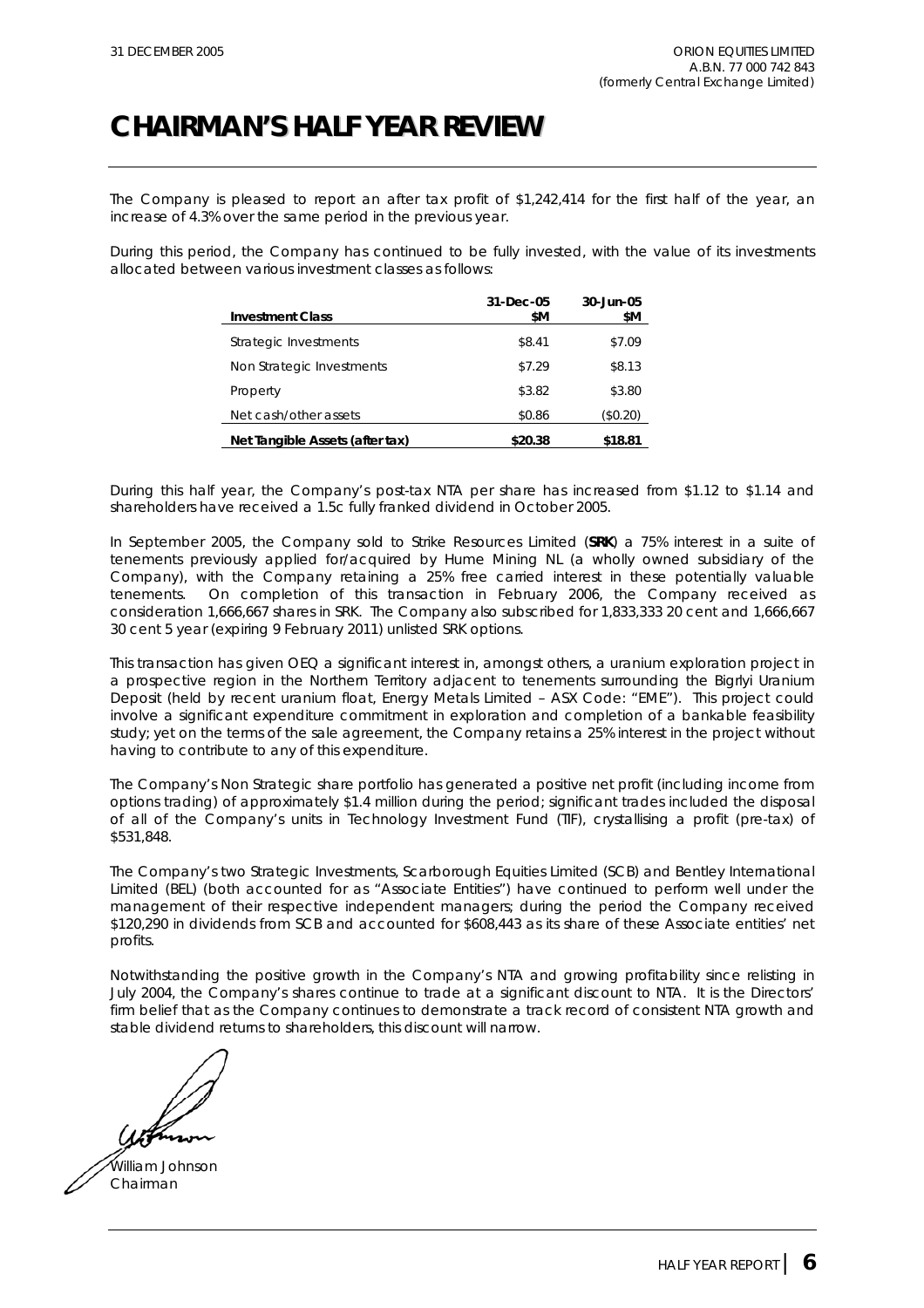# CHAIRMAN'S HALF YEAR REVIEW

The Company is pleased to report an after tax profit of $1,242,414 for the first half of the year, an increase of 4.3% over the same period in the previous year.

During this period, the Company has continued to be fully invested, with the value of its investments allocated between various investment classes as follows:

| Investment Class | 31-Dec-05 $M | 30-Jun-05 $M |
|---|---|---|
| Strategic Investments | $8.41 | $7.09 |
| Non Strategic Investments | $7.29 | $8.13 |
| Property | $3.82 | $3.80 |
| Net cash/other assets | $0.86 | ($0.20) |
| **Net Tangible Assets (after tax)** | **$20.38** | **$18.81** |

During this half year, the Company's post-tax NTA per share has increased from $1.12 to $1.14 and shareholders have received a 1.5c fully franked dividend in October 2005.

In September 2005, the Company sold to Strike Resources Limited (**SRK**) a 75% interest in a suite of tenements previously applied for/acquired by Hume Mining NL (a wholly owned subsidiary of the Company), with the Company retaining a 25% free carried interest in these potentially valuable tenements. On completion of this transaction in February 2006, the Company received as consideration 1,666,667 shares in SRK. The Company also subscribed for 1,833,333 20 cent and 1,666,667 30 cent 5 year (expiring 9 February 2011) unlisted SRK options.

This transaction has given OEQ a significant interest in, amongst others, a uranium exploration project in a prospective region in the Northern Territory adjacent to tenements surrounding the Bigrlyi Uranium Deposit (held by recent uranium float, Energy Metals Limited – ASX Code: "EME"). This project could involve a significant expenditure commitment in exploration and completion of a bankable feasibility study; yet on the terms of the sale agreement, the Company retains a 25% interest in the project without having to contribute to any of this expenditure.

The Company's Non Strategic share portfolio has generated a positive net profit (including income from options trading) of approximately $1.4 million during the period; significant trades included the disposal of all of the Company's units in Technology Investment Fund (TIF), crystallising a profit (pre-tax) of $531,848.

The Company's two Strategic Investments, Scarborough Equities Limited (SCB) and Bentley International Limited (BEL) (both accounted for as "Associate Entities") have continued to perform well under the management of their respective independent managers; during the period the Company received $120,290 in dividends from SCB and accounted for $608,443 as its share of these Associate entities' net profits.

Notwithstanding the positive growth in the Company's NTA and growing profitability since relisting in July 2004, the Company's shares continue to trade at a significant discount to NTA. It is the Directors' firm belief that as the Company continues to demonstrate a track record of consistent NTA growth and stable dividend returns to shareholders, this discount will narrow.

William Johnson
Chairman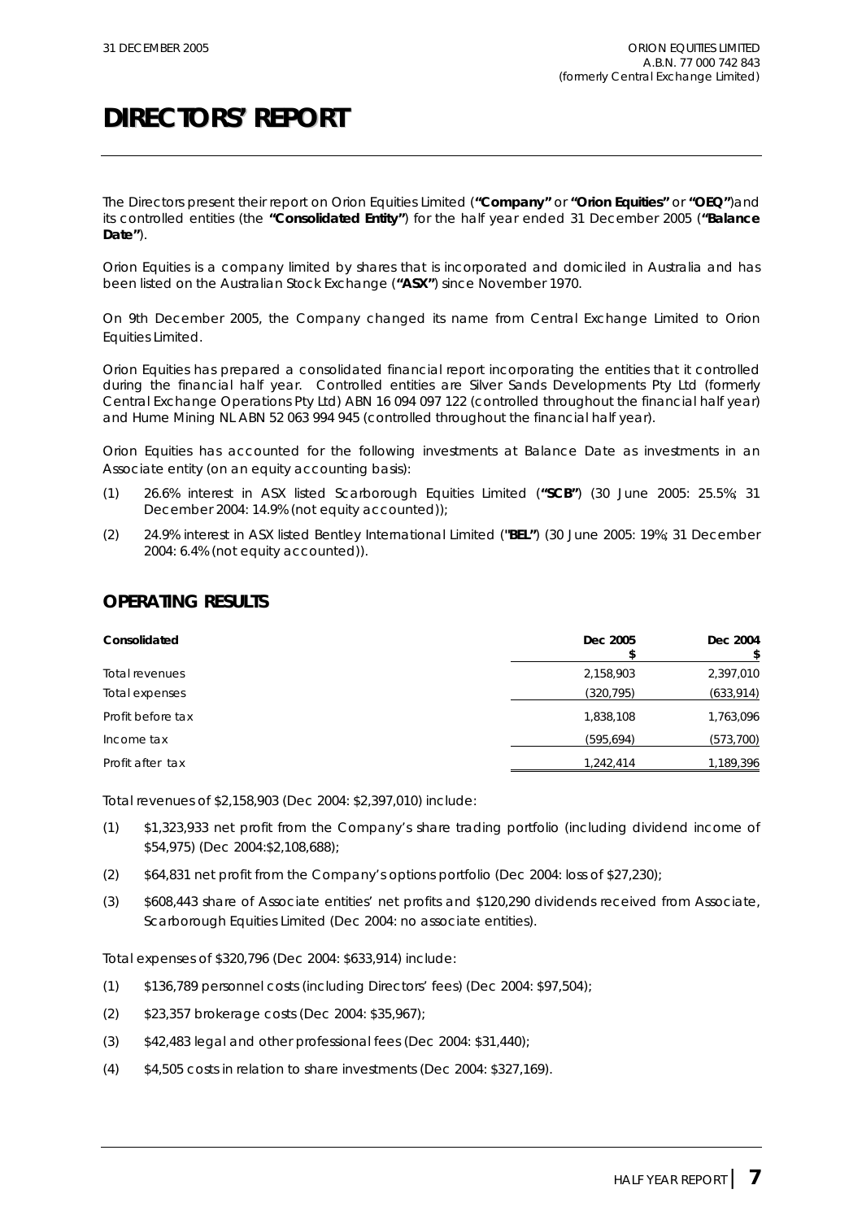# DIRECTORS' REPORT

The Directors present their report on Orion Equities Limited (**"Company"** or **"Orion Equities"** or **"OEQ"**)and its controlled entities (the **"Consolidated Entity"**) for the half year ended 31 December 2005 (**"Balance Date"**).

Orion Equities is a company limited by shares that is incorporated and domiciled in Australia and has been listed on the Australian Stock Exchange (**"ASX"**) since November 1970.

On 9th December 2005, the Company changed its name from Central Exchange Limited to Orion Equities Limited.

Orion Equities has prepared a consolidated financial report incorporating the entities that it controlled during the financial half year. Controlled entities are Silver Sands Developments Pty Ltd (formerly Central Exchange Operations Pty Ltd) ABN 16 094 097 122 (controlled throughout the financial half year) and Hume Mining NL ABN 52 063 994 945 (controlled throughout the financial half year).

Orion Equities has accounted for the following investments at Balance Date as investments in an Associate entity (on an equity accounting basis):

(1) 26.6% interest in ASX listed Scarborough Equities Limited (**"SCB"**) (30 June 2005: 25.5%; 31 December 2004: 14.9% (not equity accounted));

(2) 24.9% interest in ASX listed Bentley International Limited (**"BEL"**) (30 June 2005: 19%; 31 December 2004: 6.4% (not equity accounted)).

## OPERATING RESULTS

| Consolidated | Dec 2005<br>$ | Dec 2004<br>$ |
|---|---|---|
| Total revenues | 2,158,903 | 2,397,010 |
| Total expenses | (320,795) | (633,914) |
| Profit before tax | 1,838,108 | 1,763,096 |
| Income tax | (595,694) | (573,700) |
| Profit after tax | 1,242,414 | 1,189,396 |

Total revenues of $2,158,903 (Dec 2004: $2,397,010) include:

(1) $1,323,933 net profit from the Company's share trading portfolio (including dividend income of $54,975) (Dec 2004:$2,108,688);

(2) $64,831 net profit from the Company's options portfolio (Dec 2004: loss of $27,230);

(3) $608,443 share of Associate entities' net profits and $120,290 dividends received from Associate, Scarborough Equities Limited (Dec 2004: no associate entities).

Total expenses of $320,796 (Dec 2004: $633,914) include:

(1) $136,789 personnel costs (including Directors' fees) (Dec 2004: $97,504);

(2) $23,357 brokerage costs (Dec 2004: $35,967);

(3) $42,483 legal and other professional fees (Dec 2004: $31,440);

(4) $4,505 costs in relation to share investments (Dec 2004: $327,169).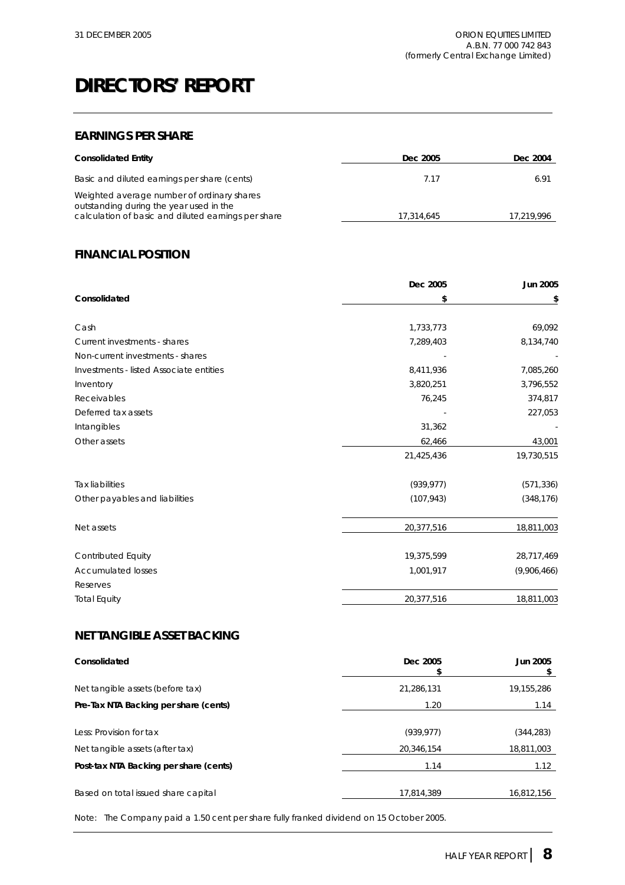# DIRECTORS' REPORT

## EARNINGS PER SHARE

| Consolidated Entity | Dec 2005 | Dec 2004 |
|---|---|---|
| Basic and diluted earnings per share (cents) | 7.17 | 6.91 |
| Weighted average number of ordinary shares outstanding during the year used in the calculation of basic and diluted earnings per share | 17,314,645 | 17,219,996 |

## FINANCIAL POSITION

| Consolidated | Dec 2005 $ | Jun 2005 $ |
|---|---|---|
| Cash | 1,733,773 | 69,092 |
| Current investments - shares | 7,289,403 | 8,134,740 |
| Non-current investments - shares | - | - |
| Investments - listed Associate entities | 8,411,936 | 7,085,260 |
| Inventory | 3,820,251 | 3,796,552 |
| Receivables | 76,245 | 374,817 |
| Deferred tax assets | - | 227,053 |
| Intangibles | 31,362 | - |
| Other assets | 62,466 | 43,001 |
| | 21,425,436 | 19,730,515 |
| Tax liabilities | (939,977) | (571,336) |
| Other payables and liabilities | (107,943) | (348,176) |
| Net assets | 20,377,516 | 18,811,003 |
| Contributed Equity | 19,375,599 | 28,717,469 |
| Accumulated losses | 1,001,917 | (9,906,466) |
| Reserves | | |
| Total Equity | 20,377,516 | 18,811,003 |

## NET TANGIBLE ASSET BACKING

| Consolidated | Dec 2005 $ | Jun 2005 $ |
|---|---|---|
| Net tangible assets (before tax) | 21,286,131 | 19,155,286 |
| **Pre-Tax NTA Backing per share (cents)** | 1.20 | 1.14 |
| Less: Provision for tax | (939,977) | (344,283) |
| Net tangible assets (after tax) | 20,346,154 | 18,811,003 |
| **Post-tax NTA Backing per share (cents)** | 1.14 | 1.12 |
| Based on total issued share capital | 17,814,389 | 16,812,156 |

Note: The Company paid a 1.50 cent per share fully franked dividend on 15 October 2005.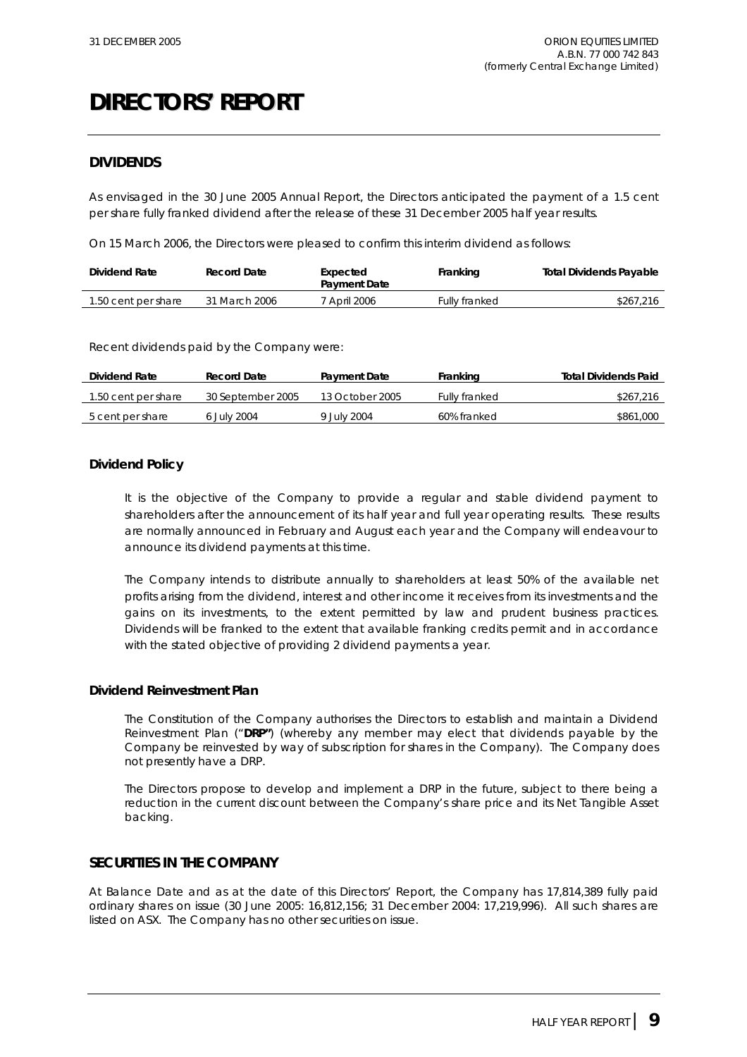# DIRECTORS' REPORT

## DIVIDENDS

As envisaged in the 30 June 2005 Annual Report, the Directors anticipated the payment of a 1.5 cent per share fully franked dividend after the release of these 31 December 2005 half year results.

On 15 March 2006, the Directors were pleased to confirm this interim dividend as follows:

| Dividend Rate | Record Date | Expected Payment Date | Franking | Total Dividends Payable |
|---|---|---|---|---|
| 1.50 cent per share | 31 March 2006 | 7 April 2006 | Fully franked | $267,216 |

Recent dividends paid by the Company were:

| Dividend Rate | Record Date | Payment Date | Franking | Total Dividends Paid |
|---|---|---|---|---|
| 1.50 cent per share | 30 September 2005 | 13 October 2005 | Fully franked | $267,216 |
| 5 cent per share | 6 July 2004 | 9 July 2004 | 60% franked | $861,000 |

### Dividend Policy

It is the objective of the Company to provide a regular and stable dividend payment to shareholders after the announcement of its half year and full year operating results. These results are normally announced in February and August each year and the Company will endeavour to announce its dividend payments at this time.

The Company intends to distribute annually to shareholders at least 50% of the available net profits arising from the dividend, interest and other income it receives from its investments and the gains on its investments, to the extent permitted by law and prudent business practices. Dividends will be franked to the extent that available franking credits permit and in accordance with the stated objective of providing 2 dividend payments a year.

### Dividend Reinvestment Plan

The Constitution of the Company authorises the Directors to establish and maintain a Dividend Reinvestment Plan ("**DRP**") (whereby any member may elect that dividends payable by the Company be reinvested by way of subscription for shares in the Company). The Company does not presently have a DRP.

The Directors propose to develop and implement a DRP in the future, subject to there being a reduction in the current discount between the Company's share price and its Net Tangible Asset backing.

## SECURITIES IN THE COMPANY

At Balance Date and as at the date of this Directors' Report, the Company has 17,814,389 fully paid ordinary shares on issue (30 June 2005: 16,812,156; 31 December 2004: 17,219,996). All such shares are listed on ASX. The Company has no other securities on issue.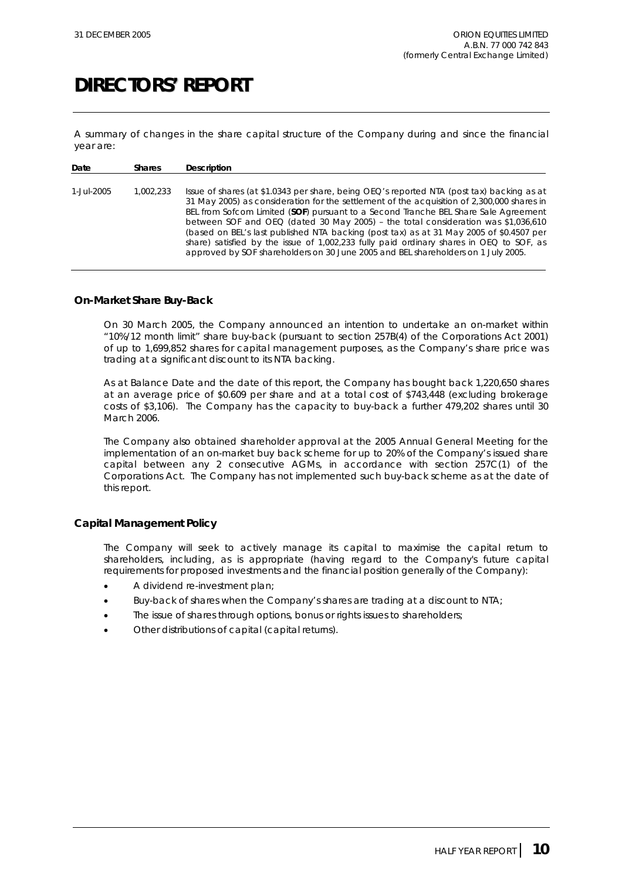# DIRECTORS' REPORT

A summary of changes in the share capital structure of the Company during and since the financial year are:

| Date | Shares | Description |
|---|---|---|
| 1-Jul-2005 | 1,002,233 | Issue of shares (at $1.0343 per share, being OEQ's reported NTA (post tax) backing as at 31 May 2005) as consideration for the settlement of the acquisition of 2,300,000 shares in BEL from Sofcom Limited (**SOF**) pursuant to a Second Tranche BEL Share Sale Agreement between SOF and OEQ (dated 30 May 2005) – the total consideration was $1,036,610 (based on BEL's last published NTA backing (post tax) as at 31 May 2005 of $0.4507 per share) satisfied by the issue of 1,002,233 fully paid ordinary shares in OEQ to SOF, as approved by SOF shareholders on 30 June 2005 and BEL shareholders on 1 July 2005. |

### On-Market Share Buy-Back

On 30 March 2005, the Company announced an intention to undertake an on-market within "10%/12 month limit" share buy-back (pursuant to section 257B(4) of the Corporations Act 2001) of up to 1,699,852 shares for capital management purposes, as the Company's share price was trading at a significant discount to its NTA backing.

As at Balance Date and the date of this report, the Company has bought back 1,220,650 shares at an average price of $0.609 per share and at a total cost of $743,448 (excluding brokerage costs of $3,106). The Company has the capacity to buy-back a further 479,202 shares until 30 March 2006.

The Company also obtained shareholder approval at the 2005 Annual General Meeting for the implementation of an on-market buy back scheme for up to 20% of the Company's issued share capital between any 2 consecutive AGMs, in accordance with section 257C(1) of the Corporations Act. The Company has not implemented such buy-back scheme as at the date of this report.

### Capital Management Policy

The Company will seek to actively manage its capital to maximise the capital return to shareholders, including, as is appropriate (having regard to the Company's future capital requirements for proposed investments and the financial position generally of the Company):

- A dividend re-investment plan;
- Buy-back of shares when the Company's shares are trading at a discount to NTA;
- The issue of shares through options, bonus or rights issues to shareholders;
- Other distributions of capital (capital returns).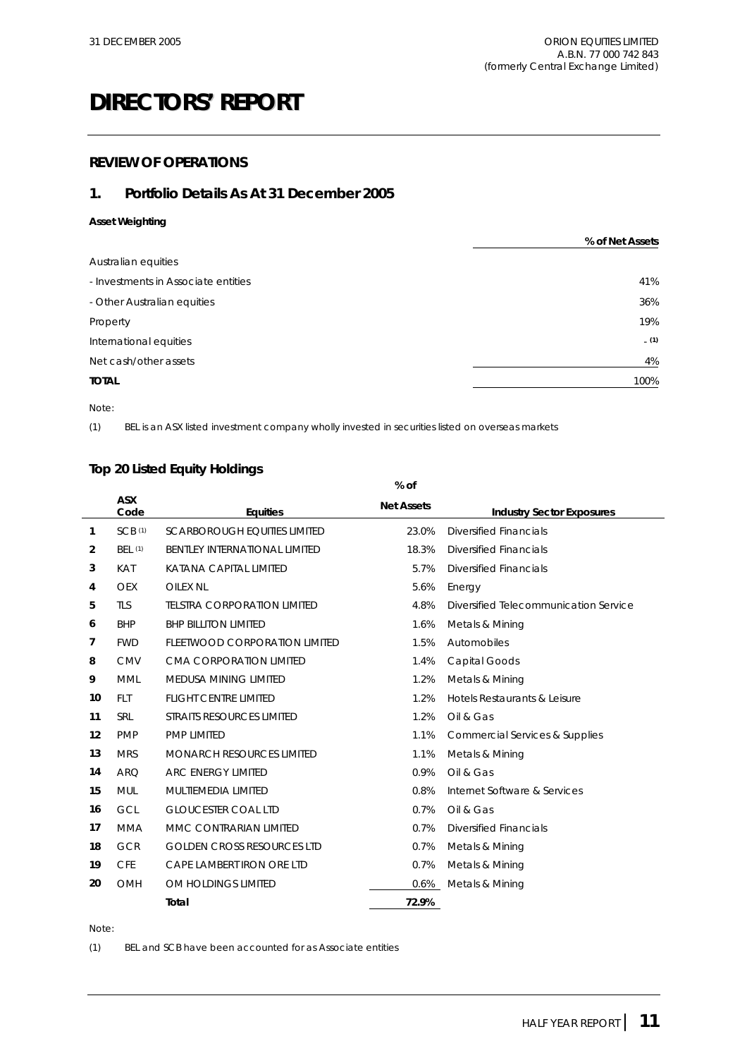// DIRECTORS' REPORT

# DIRECTORS' REPORT

## REVIEW OF OPERATIONS

### 1. Portfolio Details As At 31 December 2005

**Asset Weighting**

| | % of Net Assets |
|---|---|
| Australian equities | |
| - Investments in Associate entities | 41% |
| - Other Australian equities | 36% |
| Property | 19% |
| International equities | - (1) |
| Net cash/other assets | 4% |
| **TOTAL** | 100% |

Note:

(1) BEL is an ASX listed investment company wholly invested in securities listed on overseas markets

### Top 20 Listed Equity Holdings

| | ASX Code | Equities | % of Net Assets | Industry Sector Exposures |
|---|---|---|---|---|
| 1 | SCB (1) | SCARBOROUGH EQUITIES LIMITED | 23.0% | Diversified Financials |
| 2 | BEL (1) | BENTLEY INTERNATIONAL LIMITED | 18.3% | Diversified Financials |
| 3 | KAT | KATANA CAPITAL LIMITED | 5.7% | Diversified Financials |
| 4 | OEX | OILEX NL | 5.6% | Energy |
| 5 | TLS | TELSTRA CORPORATION LIMITED | 4.8% | Diversified Telecommunication Service |
| 6 | BHP | BHP BILLITON LIMITED | 1.6% | Metals & Mining |
| 7 | FWD | FLEETWOOD CORPORATION LIMITED | 1.5% | Automobiles |
| 8 | CMV | CMA CORPORATION LIMITED | 1.4% | Capital Goods |
| 9 | MML | MEDUSA MINING LIMITED | 1.2% | Metals & Mining |
| 10 | FLT | FLIGHT CENTRE LIMITED | 1.2% | Hotels Restaurants & Leisure |
| 11 | SRL | STRAITS RESOURCES LIMITED | 1.2% | Oil & Gas |
| 12 | PMP | PMP LIMITED | 1.1% | Commercial Services & Supplies |
| 13 | MRS | MONARCH RESOURCES LIMITED | 1.1% | Metals & Mining |
| 14 | ARQ | ARC ENERGY LIMITED | 0.9% | Oil & Gas |
| 15 | MUL | MULTIEMEDIA LIMITED | 0.8% | Internet Software & Services |
| 16 | GCL | GLOUCESTER COAL LTD | 0.7% | Oil & Gas |
| 17 | MMA | MMC CONTRARIAN LIMITED | 0.7% | Diversified Financials |
| 18 | GCR | GOLDEN CROSS RESOURCES LTD | 0.7% | Metals & Mining |
| 19 | CFE | CAPE LAMBERT IRON ORE LTD | 0.7% | Metals & Mining |
| 20 | OMH | OM HOLDINGS LIMITED | 0.6% | Metals & Mining |
| | | **Total** | **72.9%** | |

Note:

(1) BEL and SCB have been accounted for as Associate entities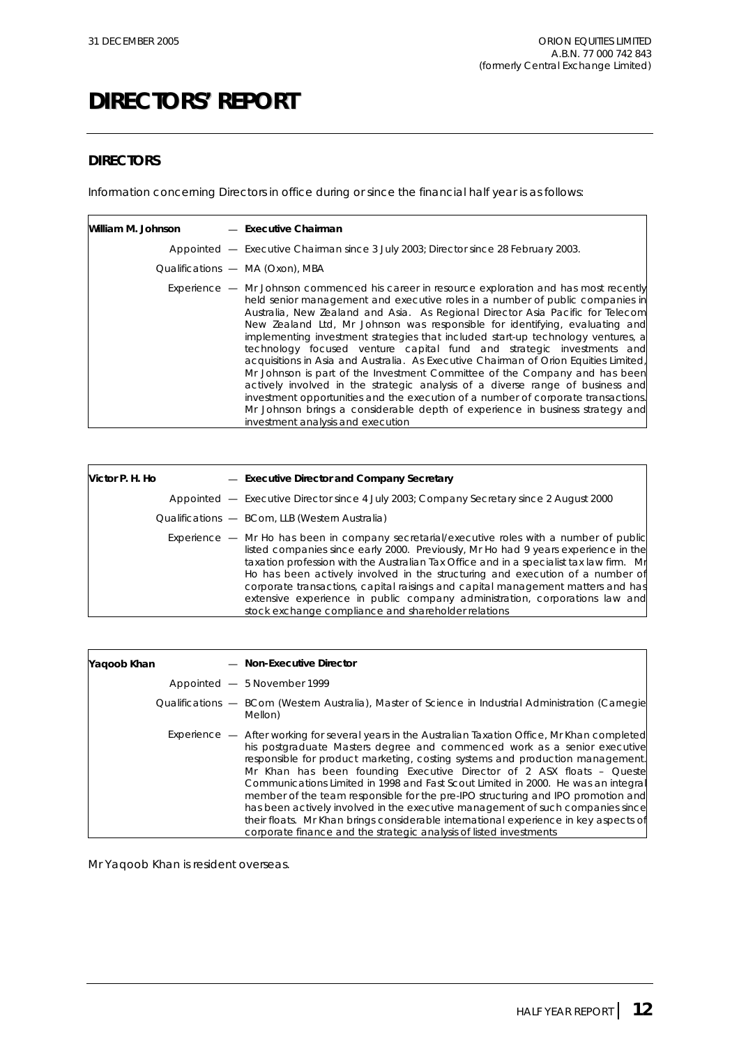# DIRECTORS' REPORT

## DIRECTORS

Information concerning Directors in office during or since the financial half year is as follows:

| | |
|---|---|
| **William M. Johnson** | — **Executive Chairman** |
| *Appointed* | — Executive Chairman since 3 July 2003; Director since 28 February 2003. |
| *Qualifications* | — MA (Oxon), MBA |
| *Experience* | — Mr Johnson commenced his career in resource exploration and has most recently held senior management and executive roles in a number of public companies in Australia, New Zealand and Asia. As Regional Director Asia Pacific for Telecom New Zealand Ltd, Mr Johnson was responsible for identifying, evaluating and implementing investment strategies that included start-up technology ventures, a technology focused venture capital fund and strategic investments and acquisitions in Asia and Australia. As Executive Chairman of Orion Equities Limited, Mr Johnson is part of the Investment Committee of the Company and has been actively involved in the strategic analysis of a diverse range of business and investment opportunities and the execution of a number of corporate transactions. Mr Johnson brings a considerable depth of experience in business strategy and investment analysis and execution |

| | |
|---|---|
| **Victor P. H. Ho** | — **Executive Director and Company Secretary** |
| *Appointed* | — Executive Director since 4 July 2003; Company Secretary since 2 August 2000 |
| *Qualifications* | — BCom, LLB (Western Australia) |
| *Experience* | — Mr Ho has been in company secretarial/executive roles with a number of public listed companies since early 2000. Previously, Mr Ho had 9 years experience in the taxation profession with the Australian Tax Office and in a specialist tax law firm. Mr Ho has been actively involved in the structuring and execution of a number of corporate transactions, capital raisings and capital management matters and has extensive experience in public company administration, corporations law and stock exchange compliance and shareholder relations |

| | |
|---|---|
| **Yaqoob Khan** | — **Non-Executive Director** |
| *Appointed* | — 5 November 1999 |
| *Qualifications* | — BCom (Western Australia), Master of Science in Industrial Administration (Carnegie Mellon) |
| *Experience* | — After working for several years in the Australian Taxation Office, Mr Khan completed his postgraduate Masters degree and commenced work as a senior executive responsible for product marketing, costing systems and production management. Mr Khan has been founding Executive Director of 2 ASX floats – Queste Communications Limited in 1998 and Fast Scout Limited in 2000. He was an integral member of the team responsible for the pre-IPO structuring and IPO promotion and has been actively involved in the executive management of such companies since their floats. Mr Khan brings considerable international experience in key aspects of corporate finance and the strategic analysis of listed investments |

Mr Yaqoob Khan is resident overseas.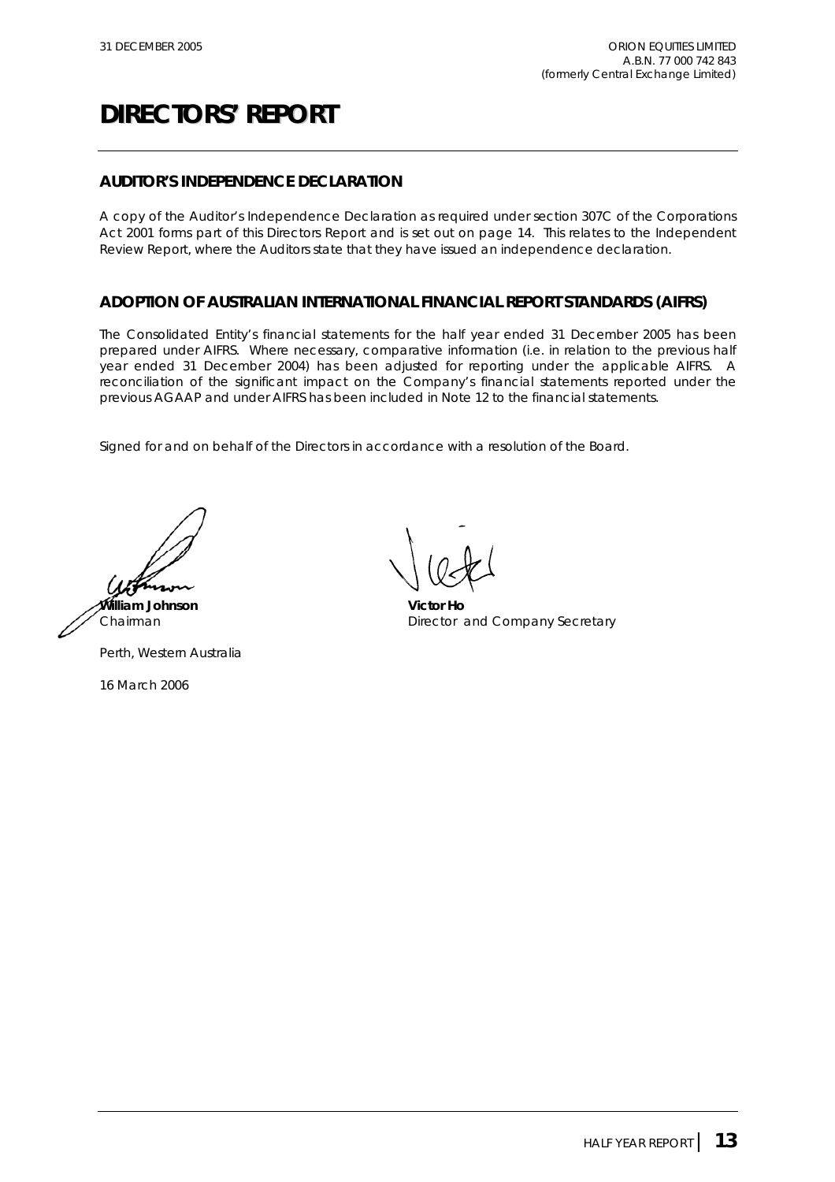# DIRECTORS' REPORT

## AUDITOR'S INDEPENDENCE DECLARATION

A copy of the Auditor's Independence Declaration as required under section 307C of the Corporations Act 2001 forms part of this Directors Report and is set out on page 14. This relates to the Independent Review Report, where the Auditors state that they have issued an independence declaration.

## ADOPTION OF AUSTRALIAN INTERNATIONAL FINANCIAL REPORT STANDARDS (AIFRS)

The Consolidated Entity's financial statements for the half year ended 31 December 2005 has been prepared under AIFRS. Where necessary, comparative information (i.e. in relation to the previous half year ended 31 December 2004) has been adjusted for reporting under the applicable AIFRS. A reconciliation of the significant impact on the Company's financial statements reported under the previous AGAAP and under AIFRS has been included in Note 12 to the financial statements.

Signed for and on behalf of the Directors in accordance with a resolution of the Board.

**William Johnson**
Chairman

**Victor Ho**
Director and Company Secretary

Perth, Western Australia

16 March 2006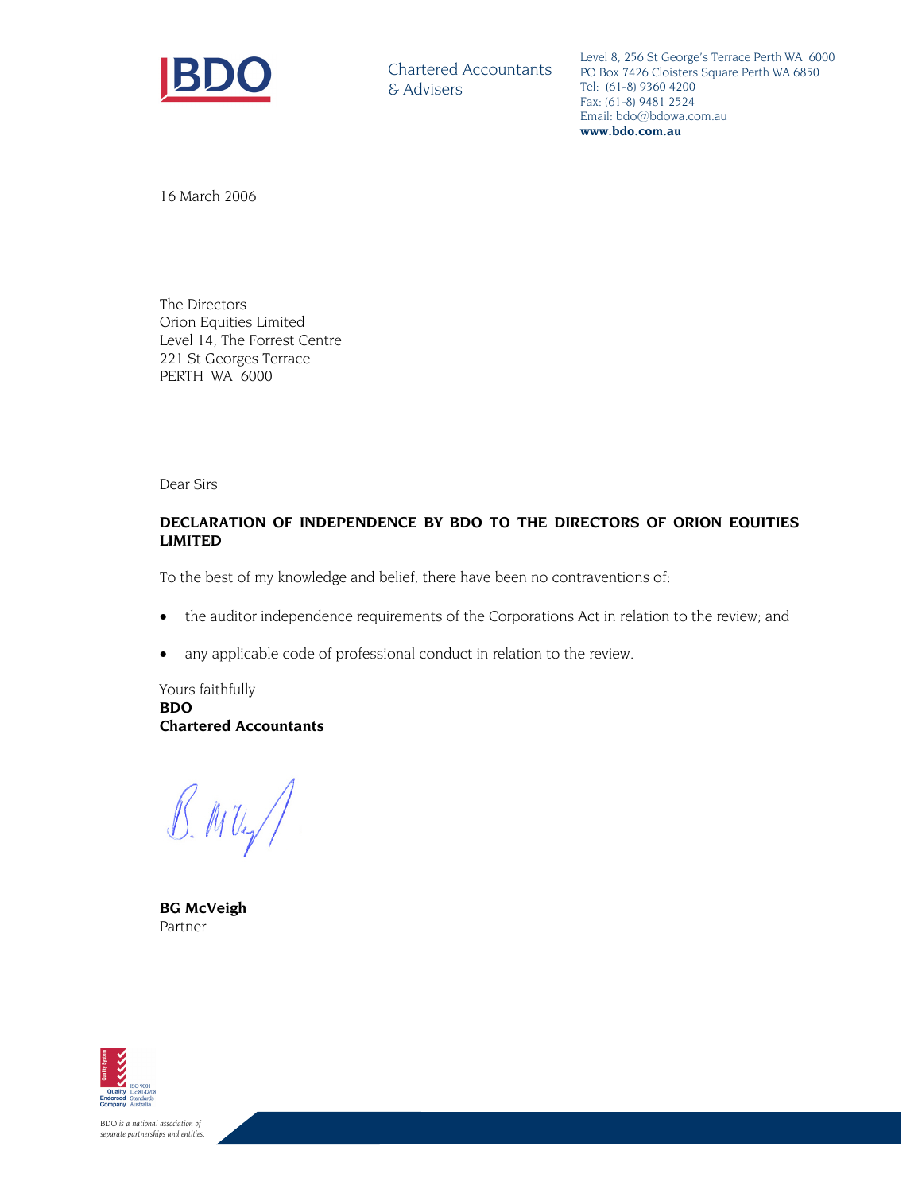**BDO**

Chartered Accountants
& Advisers

Level 8, 256 St George's Terrace Perth WA 6000
PO Box 7426 Cloisters Square Perth WA 6850
Tel: (61-8) 9360 4200
Fax: (61-8) 9481 2524
Email: bdo@bdowa.com.au
**www.bdo.com.au**

16 March 2006

The Directors
Orion Equities Limited
Level 14, The Forrest Centre
221 St Georges Terrace
PERTH WA 6000

Dear Sirs

**DECLARATION OF INDEPENDENCE BY BDO TO THE DIRECTORS OF ORION EQUITIES LIMITED**

To the best of my knowledge and belief, there have been no contraventions of:

- the auditor independence requirements of the Corporations Act in relation to the review; and
- any applicable code of professional conduct in relation to the review.

Yours faithfully
**BDO**
**Chartered Accountants**

**BG McVeigh**
Partner

BDO *is a national association of separate partnerships and entities.*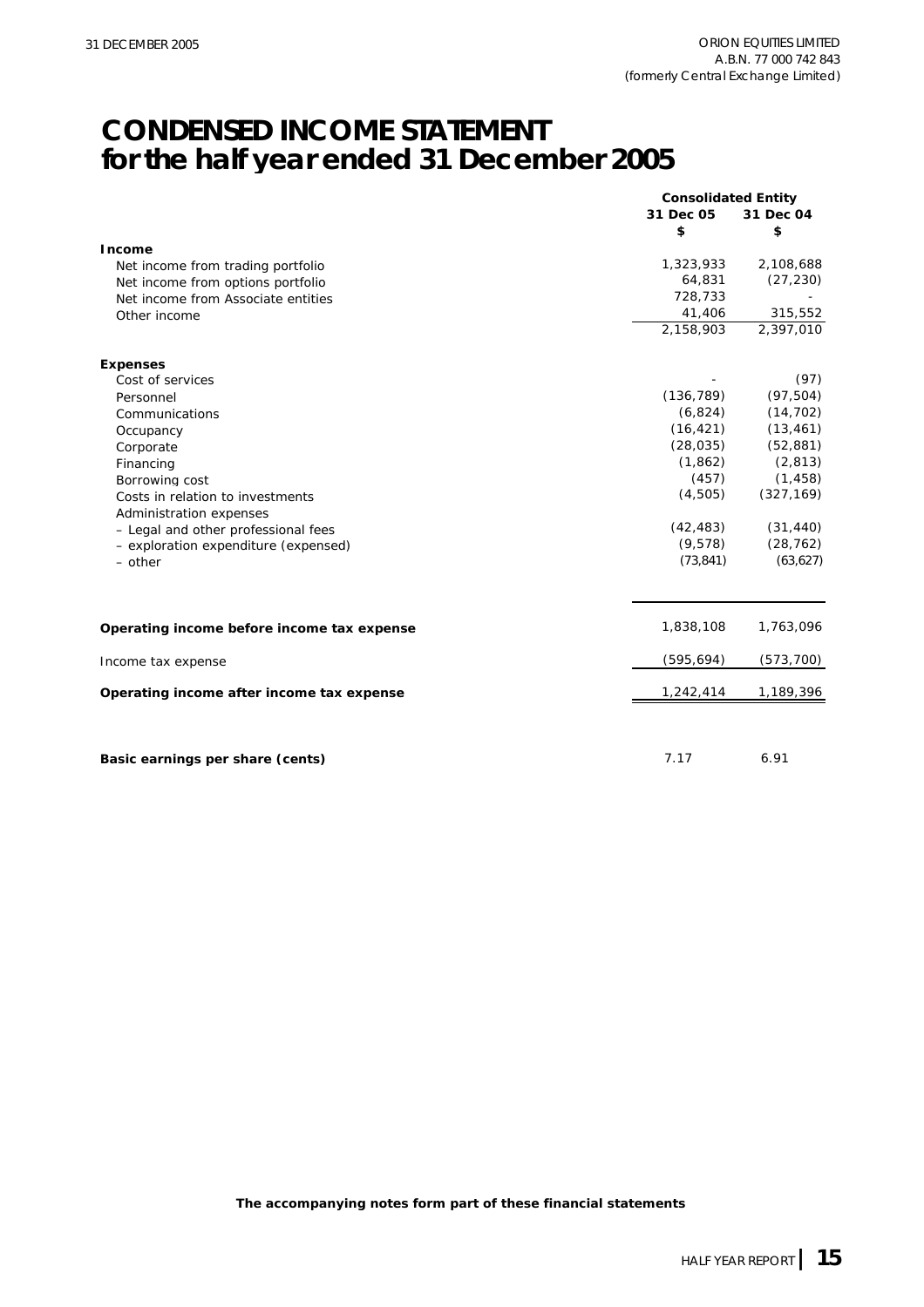# CONDENSED INCOME STATEMENT
# for the half year ended 31 December 2005

| | Consolidated Entity | |
|---|---|---|
| | 31 Dec 05 | 31 Dec 04 |
| | $ | $ |
| **Income** | | |
| Net income from trading portfolio | 1,323,933 | 2,108,688 |
| Net income from options portfolio | 64,831 | (27,230) |
| Net income from Associate entities | 728,733 | - |
| Other income | 41,406 | 315,552 |
| | 2,158,903 | 2,397,010 |
| **Expenses** | | |
| Cost of services | - | (97) |
| Personnel | (136,789) | (97,504) |
| Communications | (6,824) | (14,702) |
| Occupancy | (16,421) | (13,461) |
| Corporate | (28,035) | (52,881) |
| Financing | (1,862) | (2,813) |
| Borrowing cost | (457) | (1,458) |
| Costs in relation to investments | (4,505) | (327,169) |
| Administration expenses | | |
| – Legal and other professional fees | (42,483) | (31,440) |
| – exploration expenditure (expensed) | (9,578) | (28,762) |
| – other | (73,841) | (63,627) |
| **Operating income before income tax expense** | 1,838,108 | 1,763,096 |
| Income tax expense | (595,694) | (573,700) |
| **Operating income after income tax expense** | 1,242,414 | 1,189,396 |
| **Basic earnings per share (cents)** | 7.17 | 6.91 |

**The accompanying notes form part of these financial statements**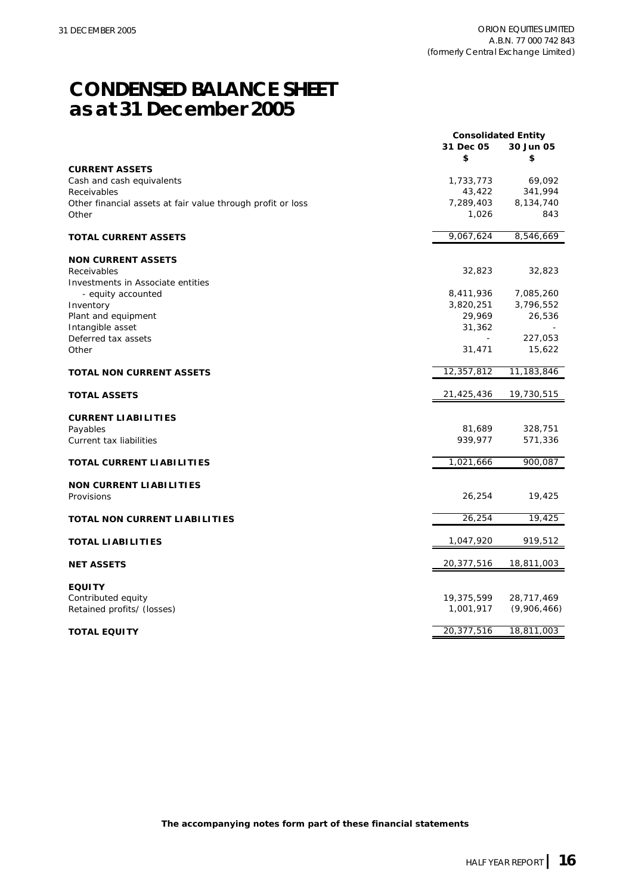# CONDENSED BALANCE SHEET as at 31 December 2005

| | Consolidated Entity | |
|---|---|---|
| | 31 Dec 05 | 30 Jun 05 |
| | $ | $ |
| **CURRENT ASSETS** | | |
| Cash and cash equivalents | 1,733,773 | 69,092 |
| Receivables | 43,422 | 341,994 |
| Other financial assets at fair value through profit or loss | 7,289,403 | 8,134,740 |
| Other | 1,026 | 843 |
| **TOTAL CURRENT ASSETS** | 9,067,624 | 8,546,669 |
| **NON CURRENT ASSETS** | | |
| Receivables | 32,823 | 32,823 |
| Investments in Associate entities | | |
| - equity accounted | 8,411,936 | 7,085,260 |
| Inventory | 3,820,251 | 3,796,552 |
| Plant and equipment | 29,969 | 26,536 |
| Intangible asset | 31,362 | - |
| Deferred tax assets | - | 227,053 |
| Other | 31,471 | 15,622 |
| **TOTAL NON CURRENT ASSETS** | 12,357,812 | 11,183,846 |
| **TOTAL ASSETS** | 21,425,436 | 19,730,515 |
| **CURRENT LIABILITIES** | | |
| Payables | 81,689 | 328,751 |
| Current tax liabilities | 939,977 | 571,336 |
| **TOTAL CURRENT LIABILITIES** | 1,021,666 | 900,087 |
| **NON CURRENT LIABILITIES** | | |
| Provisions | 26,254 | 19,425 |
| **TOTAL NON CURRENT LIABILITIES** | 26,254 | 19,425 |
| **TOTAL LIABILITIES** | 1,047,920 | 919,512 |
| **NET ASSETS** | 20,377,516 | 18,811,003 |
| **EQUITY** | | |
| Contributed equity | 19,375,599 | 28,717,469 |
| Retained profits/ (losses) | 1,001,917 | (9,906,466) |
| **TOTAL EQUITY** | 20,377,516 | 18,811,003 |

**The accompanying notes form part of these financial statements**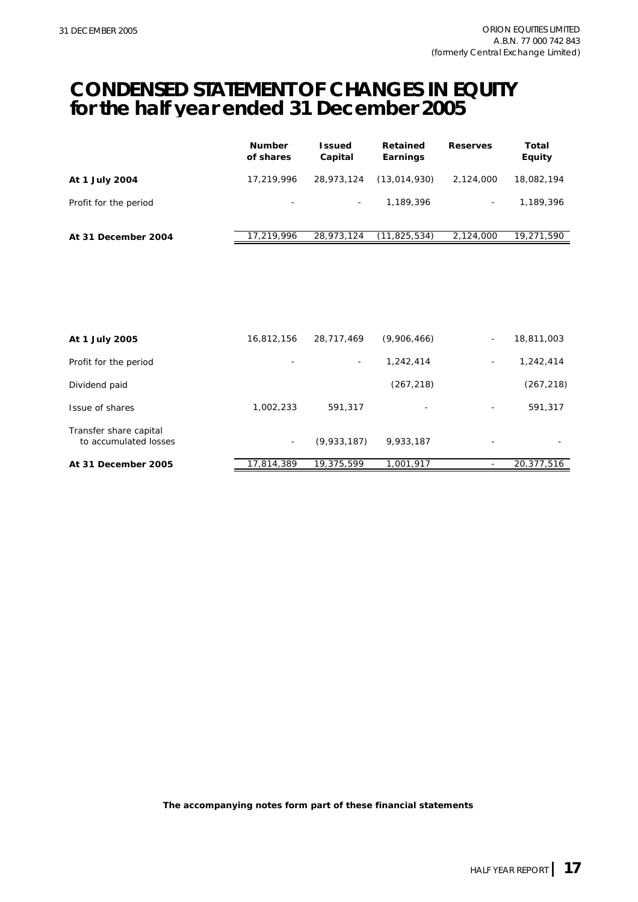# CONDENSED STATEMENT OF CHANGES IN EQUITY
# for the half year ended 31 December 2005

| | Number of shares | Issued Capital | Retained Earnings | Reserves | Total Equity |
|---|---|---|---|---|---|
| **At 1 July 2004** | 17,219,996 | 28,973,124 | (13,014,930) | 2,124,000 | 18,082,194 |
| Profit for the period | - | - | 1,189,396 | - | 1,189,396 |
| **At 31 December 2004** | 17,219,996 | 28,973,124 | (11,825,534) | 2,124,000 | 19,271,590 |
| | | | | | |
| **At 1 July 2005** | 16,812,156 | 28,717,469 | (9,906,466) | - | 18,811,003 |
| Profit for the period | - | - | 1,242,414 | - | 1,242,414 |
| Dividend paid | | | (267,218) | | (267,218) |
| Issue of shares | 1,002,233 | 591,317 | - | - | 591,317 |
| Transfer share capital to accumulated losses | - | (9,933,187) | 9,933,187 | - | - |
| **At 31 December 2005** | 17,814,389 | 19,375,599 | 1,001,917 | - | 20,377,516 |

**The accompanying notes form part of these financial statements**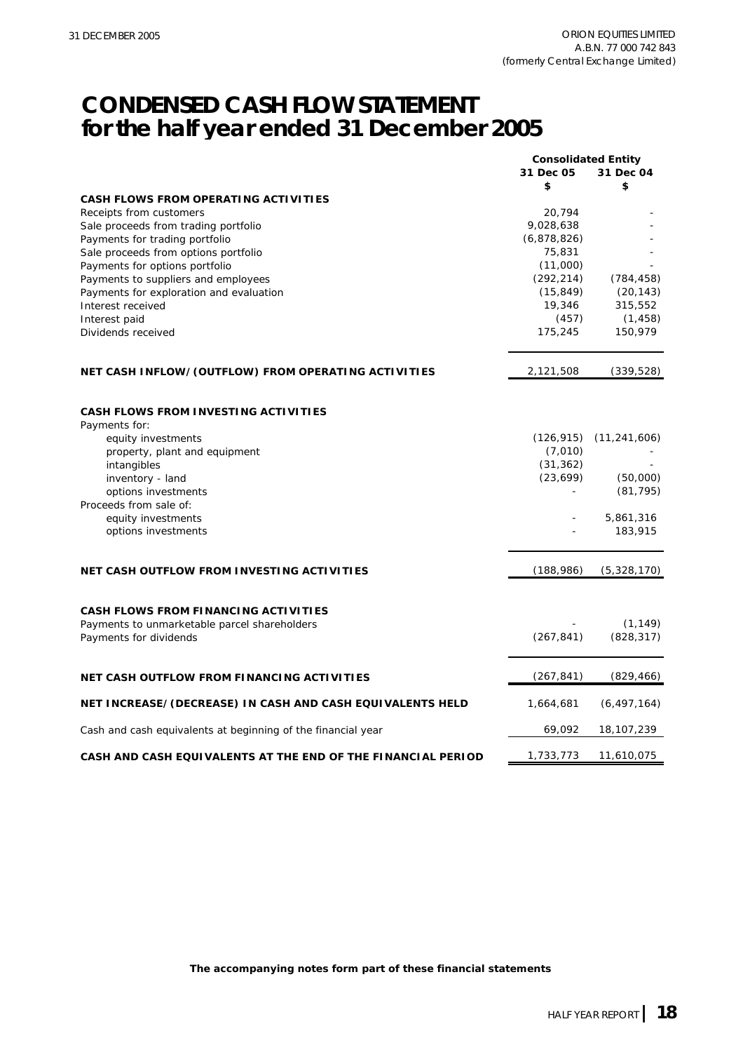# CONDENSED CASH FLOW STATEMENT for the half year ended 31 December 2005

| | Consolidated Entity | |
|---|---|---|
| | 31 Dec 05 | 31 Dec 04 |
| | $ | $ |
| **CASH FLOWS FROM OPERATING ACTIVITIES** | | |
| Receipts from customers | 20,794 | - |
| Sale proceeds from trading portfolio | 9,028,638 | - |
| Payments for trading portfolio | (6,878,826) | - |
| Sale proceeds from options portfolio | 75,831 | - |
| Payments for options portfolio | (11,000) | - |
| Payments to suppliers and employees | (292,214) | (784,458) |
| Payments for exploration and evaluation | (15,849) | (20,143) |
| Interest received | 19,346 | 315,552 |
| Interest paid | (457) | (1,458) |
| Dividends received | 175,245 | 150,979 |
| **NET CASH INFLOW/(OUTFLOW) FROM OPERATING ACTIVITIES** | 2,121,508 | (339,528) |
| **CASH FLOWS FROM INVESTING ACTIVITIES** | | |
| Payments for: | | |
| equity investments | (126,915) | (11,241,606) |
| property, plant and equipment | (7,010) | - |
| intangibles | (31,362) | - |
| inventory - land | (23,699) | (50,000) |
| options investments | - | (81,795) |
| Proceeds from sale of: | | |
| equity investments | - | 5,861,316 |
| options investments | - | 183,915 |
| **NET CASH OUTFLOW FROM INVESTING ACTIVITIES** | (188,986) | (5,328,170) |
| **CASH FLOWS FROM FINANCING ACTIVITIES** | | |
| Payments to unmarketable parcel shareholders | - | (1,149) |
| Payments for dividends | (267,841) | (828,317) |
| **NET CASH OUTFLOW FROM FINANCING ACTIVITIES** | (267,841) | (829,466) |
| **NET INCREASE/(DECREASE) IN CASH AND CASH EQUIVALENTS HELD** | 1,664,681 | (6,497,164) |
| Cash and cash equivalents at beginning of the financial year | 69,092 | 18,107,239 |
| **CASH AND CASH EQUIVALENTS AT THE END OF THE FINANCIAL PERIOD** | 1,733,773 | 11,610,075 |

**The accompanying notes form part of these financial statements**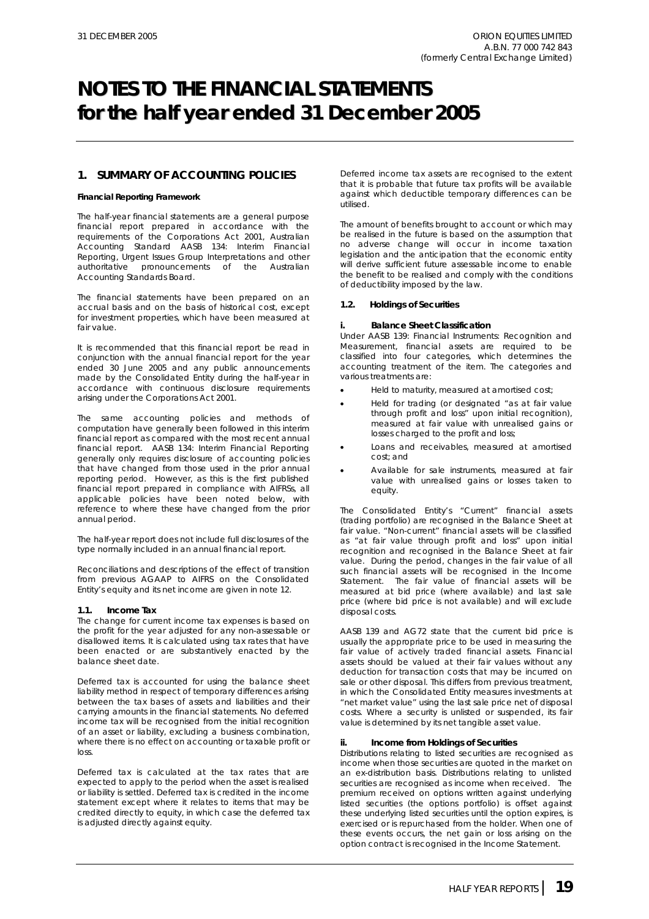# NOTES TO THE FINANCIAL STATEMENTS for the half year ended 31 December 2005

## 1. SUMMARY OF ACCOUNTING POLICIES

**Financial Reporting Framework**

The half-year financial statements are a general purpose financial report prepared in accordance with the requirements of the Corporations Act 2001, Australian Accounting Standard AASB 134: Interim Financial Reporting, Urgent Issues Group Interpretations and other authoritative pronouncements of the Australian Accounting Standards Board.

The financial statements have been prepared on an accrual basis and on the basis of historical cost, except for investment properties, which have been measured at fair value.

It is recommended that this financial report be read in conjunction with the annual financial report for the year ended 30 June 2005 and any public announcements made by the Consolidated Entity during the half-year in accordance with continuous disclosure requirements arising under the Corporations Act 2001.

The same accounting policies and methods of computation have generally been followed in this interim financial report as compared with the most recent annual financial report. AASB 134: Interim Financial Reporting generally only requires disclosure of accounting policies that have changed from those used in the prior annual reporting period. However, as this is the first published financial report prepared in compliance with AIFRSs, all applicable policies have been noted below, with reference to where these have changed from the prior annual period.

The half-year report does not include full disclosures of the type normally included in an annual financial report.

Reconciliations and descriptions of the effect of transition from previous AGAAP to AIFRS on the Consolidated Entity's equity and its net income are given in note 12.

### 1.1. Income Tax

The change for current income tax expenses is based on the profit for the year adjusted for any non-assessable or disallowed items. It is calculated using tax rates that have been enacted or are substantively enacted by the balance sheet date.

Deferred tax is accounted for using the balance sheet liability method in respect of temporary differences arising between the tax bases of assets and liabilities and their carrying amounts in the financial statements. No deferred income tax will be recognised from the initial recognition of an asset or liability, excluding a business combination, where there is no effect on accounting or taxable profit or loss.

Deferred tax is calculated at the tax rates that are expected to apply to the period when the asset is realised or liability is settled. Deferred tax is credited in the income statement except where it relates to items that may be credited directly to equity, in which case the deferred tax is adjusted directly against equity.

Deferred income tax assets are recognised to the extent that it is probable that future tax profits will be available against which deductible temporary differences can be utilised.

The amount of benefits brought to account or which may be realised in the future is based on the assumption that no adverse change will occur in income taxation legislation and the anticipation that the economic entity will derive sufficient future assessable income to enable the benefit to be realised and comply with the conditions of deductibility imposed by the law.

### 1.2. Holdings of Securities

#### i. Balance Sheet Classification

Under AASB 139: Financial Instruments: Recognition and Measurement, financial assets are required to be classified into four categories, which determines the accounting treatment of the item. The categories and various treatments are:

- Held to maturity, measured at amortised cost;
- Held for trading (or designated "as at fair value through profit and loss" upon initial recognition), measured at fair value with unrealised gains or losses charged to the profit and loss;
- Loans and receivables, measured at amortised cost; and
- Available for sale instruments, measured at fair value with unrealised gains or losses taken to equity.

The Consolidated Entity's "Current" financial assets (trading portfolio) are recognised in the Balance Sheet at fair value. "Non-current" financial assets will be classified as "at fair value through profit and loss" upon initial recognition and recognised in the Balance Sheet at fair value. During the period, changes in the fair value of all such financial assets will be recognised in the Income Statement. The fair value of financial assets will be measured at bid price (where available) and last sale price (where bid price is not available) and will exclude disposal costs.

AASB 139 and AG72 state that the current bid price is usually the appropriate price to be used in measuring the fair value of actively traded financial assets. Financial assets should be valued at their fair values without any deduction for transaction costs that may be incurred on sale or other disposal. This differs from previous treatment, in which the Consolidated Entity measures investments at "net market value" using the last sale price net of disposal costs. Where a security is unlisted or suspended, its fair value is determined by its net tangible asset value.

#### ii. Income from Holdings of Securities

Distributions relating to listed securities are recognised as income when those securities are quoted in the market on an ex-distribution basis. Distributions relating to unlisted securities are recognised as income when received. The premium received on options written against underlying listed securities (the options portfolio) is offset against these underlying listed securities until the option expires, is exercised or is repurchased from the holder. When one of these events occurs, the net gain or loss arising on the option contract is recognised in the Income Statement.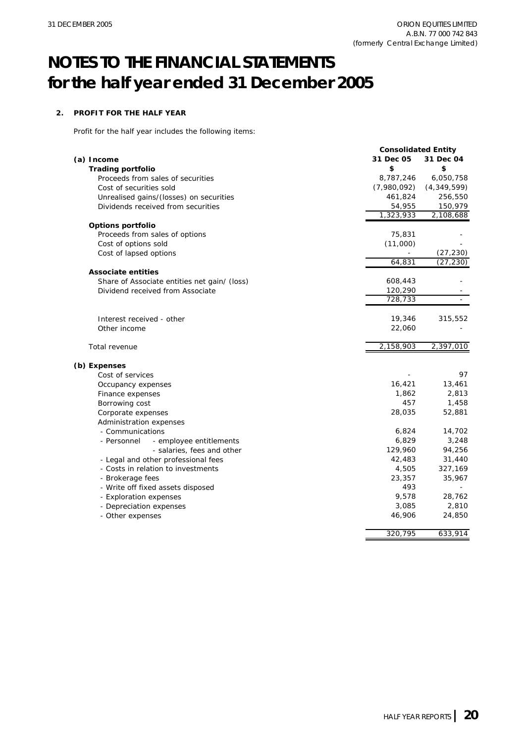# NOTES TO THE FINANCIAL STATEMENTS for the half year ended 31 December 2005

**2. PROFIT FOR THE HALF YEAR**

Profit for the half year includes the following items:

| | Consolidated Entity | |
|---|---|---|
| **(a) Income** | **31 Dec 05** | **31 Dec 04** |
| **Trading portfolio** | **$** | **$** |
| Proceeds from sales of securities | 8,787,246 | 6,050,758 |
| Cost of securities sold | (7,980,092) | (4,349,599) |
| Unrealised gains/(losses) on securities | 461,824 | 256,550 |
| Dividends received from securities | 54,955 | 150,979 |
| | 1,323,933 | 2,108,688 |
| **Options portfolio** | | |
| Proceeds from sales of options | 75,831 | - |
| Cost of options sold | (11,000) | - |
| Cost of lapsed options | - | (27,230) |
| | 64,831 | (27,230) |
| **Associate entities** | | |
| Share of Associate entities net gain/ (loss) | 608,443 | - |
| Dividend received from Associate | 120,290 | - |
| | 728,733 | - |
| Interest received - other | 19,346 | 315,552 |
| Other income | 22,060 | - |
| Total revenue | 2,158,903 | 2,397,010 |
| **(b) Expenses** | | |
| Cost of services | - | 97 |
| Occupancy expenses | 16,421 | 13,461 |
| Finance expenses | 1,862 | 2,813 |
| Borrowing cost | 457 | 1,458 |
| Corporate expenses | 28,035 | 52,881 |
| Administration expenses | | |
| - Communications | 6,824 | 14,702 |
| - Personnel - employee entitlements | 6,829 | 3,248 |
| - salaries, fees and other | 129,960 | 94,256 |
| - Legal and other professional fees | 42,483 | 31,440 |
| - Costs in relation to investments | 4,505 | 327,169 |
| - Brokerage fees | 23,357 | 35,967 |
| - Write off fixed assets disposed | 493 | - |
| - Exploration expenses | 9,578 | 28,762 |
| - Depreciation expenses | 3,085 | 2,810 |
| - Other expenses | 46,906 | 24,850 |
| | 320,795 | 633,914 |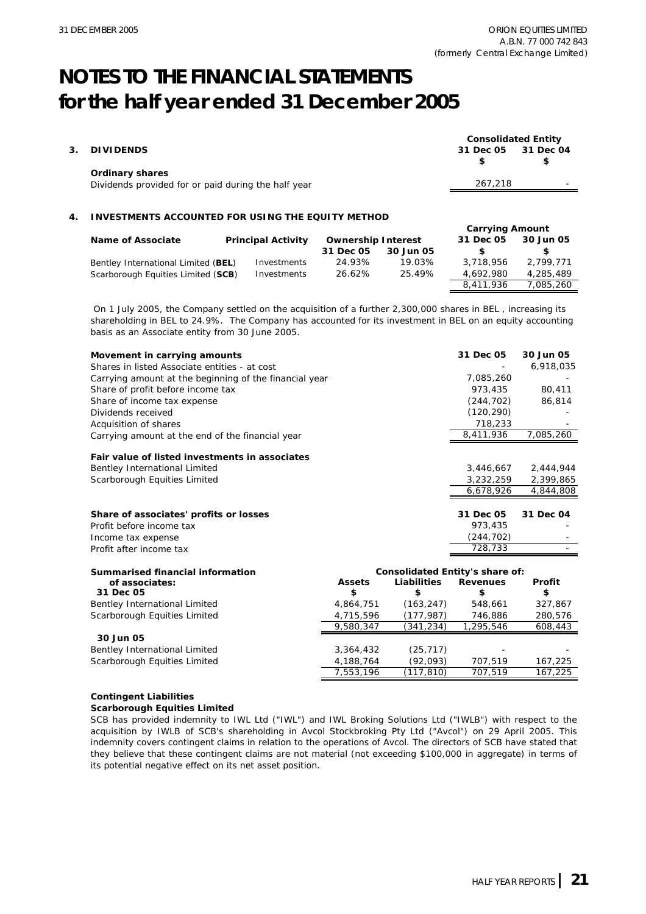# NOTES TO THE FINANCIAL STATEMENTS for the half year ended 31 December 2005

## 3. DIVIDENDS

| | Consolidated Entity | |
|---|---|---|
| | 31 Dec 05 | 31 Dec 04 |
| | $ | $ |
| **Ordinary shares** | | |
| Dividends provided for or paid during the half year | 267,218 | - |

## 4. INVESTMENTS ACCOUNTED FOR USING THE EQUITY METHOD

| Name of Associate | Principal Activity | Ownership Interest | | Carrying Amount | |
|---|---|---|---|---|---|
| | | 31 Dec 05 | 30 Jun 05 | 31 Dec 05 | 30 Jun 05 |
| | | | | $ | $ |
| Bentley International Limited (**BEL**) | Investments | 24.93% | 19.03% | 3,718,956 | 2,799,771 |
| Scarborough Equities Limited (**SCB**) | Investments | 26.62% | 25.49% | 4,692,980 | 4,285,489 |
| | | | | 8,411,936 | 7,085,260 |

On 1 July 2005, the Company settled on the acquisition of a further 2,300,000 shares in BEL , increasing its shareholding in BEL to 24.9%. The Company has accounted for its investment in BEL on an equity accounting basis as an Associate entity from 30 June 2005.

| **Movement in carrying amounts** | **31 Dec 05** | **30 Jun 05** |
|---|---|---|
| Shares in listed Associate entities - at cost | - | 6,918,035 |
| Carrying amount at the beginning of the financial year | 7,085,260 | - |
| Share of profit before income tax | 973,435 | 80,411 |
| Share of income tax expense | (244,702) | 86,814 |
| Dividends received | (120,290) | - |
| Acquisition of shares | 718,233 | - |
| Carrying amount at the end of the financial year | 8,411,936 | 7,085,260 |
| | | |
| **Fair value of listed investments in associates** | | |
| Bentley International Limited | 3,446,667 | 2,444,944 |
| Scarborough Equities Limited | 3,232,259 | 2,399,865 |
| | 6,678,926 | 4,844,808 |

| **Share of associates' profits or losses** | **31 Dec 05** | **31 Dec 04** |
|---|---|---|
| Profit before income tax | 973,435 | - |
| Income tax expense | (244,702) | - |
| Profit after income tax | 728,733 | - |

| **Summarised financial information of associates:** | **Consolidated Entity's share of:** | | | |
|---|---|---|---|---|
| | **Assets** | **Liabilities** | **Revenues** | **Profit** |
| **31 Dec 05** | **$** | **$** | **$** | **$** |
| Bentley International Limited | 4,864,751 | (163,247) | 548,661 | 327,867 |
| Scarborough Equities Limited | 4,715,596 | (177,987) | 746,886 | 280,576 |
| | 9,580,347 | (341,234) | 1,295,546 | 608,443 |
| **30 Jun 05** | | | | |
| Bentley International Limited | 3,364,432 | (25,717) | - | - |
| Scarborough Equities Limited | 4,188,764 | (92,093) | 707,519 | 167,225 |
| | 7,553,196 | (117,810) | 707,519 | 167,225 |

**Contingent Liabilities**

**Scarborough Equities Limited**

SCB has provided indemnity to IWL Ltd ("IWL") and IWL Broking Solutions Ltd ("IWLB") with respect to the acquisition by IWLB of SCB's shareholding in Avcol Stockbroking Pty Ltd ("Avcol") on 29 April 2005. This indemnity covers contingent claims in relation to the operations of Avcol. The directors of SCB have stated that they believe that these contingent claims are not material (not exceeding $100,000 in aggregate) in terms of its potential negative effect on its net asset position.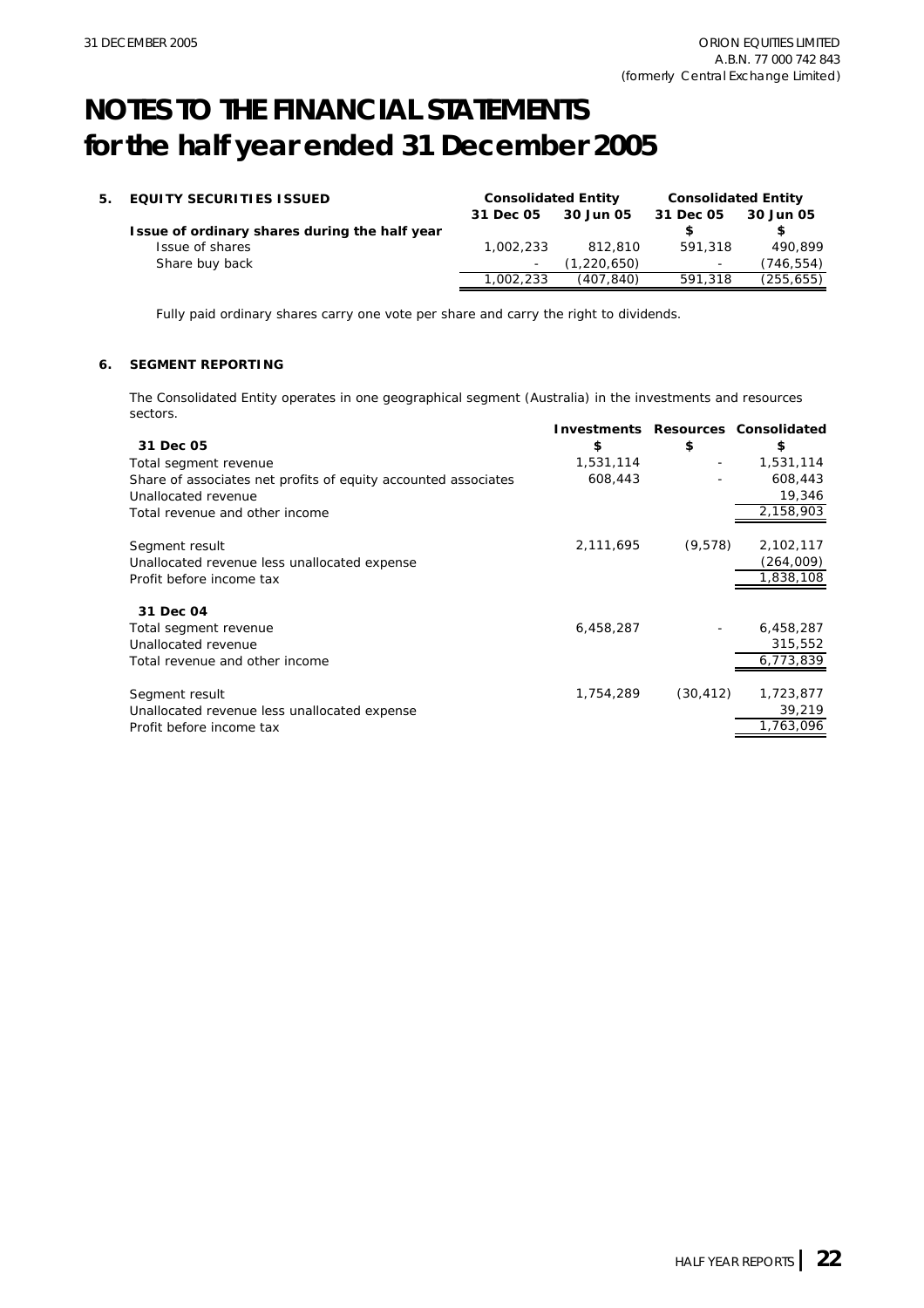# NOTES TO THE FINANCIAL STATEMENTS
# for the half year ended 31 December 2005

**5. EQUITY SECURITIES ISSUED**

| | Consolidated Entity | | Consolidated Entity | |
|---|---|---|---|---|
| | 31 Dec 05 | 30 Jun 05 | 31 Dec 05 | 30 Jun 05 |
| **Issue of ordinary shares during the half year** | | | $ | $ |
| Issue of shares | 1,002,233 | 812,810 | 591,318 | 490,899 |
| Share buy back | - | (1,220,650) | - | (746,554) |
| | 1,002,233 | (407,840) | 591,318 | (255,655) |

Fully paid ordinary shares carry one vote per share and carry the right to dividends.

**6. SEGMENT REPORTING**

The Consolidated Entity operates in one geographical segment (Australia) in the investments and resources sectors.

| | Investments | Resources | Consolidated |
|---|---|---|---|
| **31 Dec 05** | $ | $ | $ |
| Total segment revenue | 1,531,114 | - | 1,531,114 |
| Share of associates net profits of equity accounted associates | 608,443 | - | 608,443 |
| Unallocated revenue | | | 19,346 |
| Total revenue and other income | | | 2,158,903 |
| | | | |
| Segment result | 2,111,695 | (9,578) | 2,102,117 |
| Unallocated revenue less unallocated expense | | | (264,009) |
| Profit before income tax | | | 1,838,108 |
| | | | |
| **31 Dec 04** | | | |
| Total segment revenue | 6,458,287 | - | 6,458,287 |
| Unallocated revenue | | | 315,552 |
| Total revenue and other income | | | 6,773,839 |
| | | | |
| Segment result | 1,754,289 | (30,412) | 1,723,877 |
| Unallocated revenue less unallocated expense | | | 39,219 |
| Profit before income tax | | | 1,763,096 |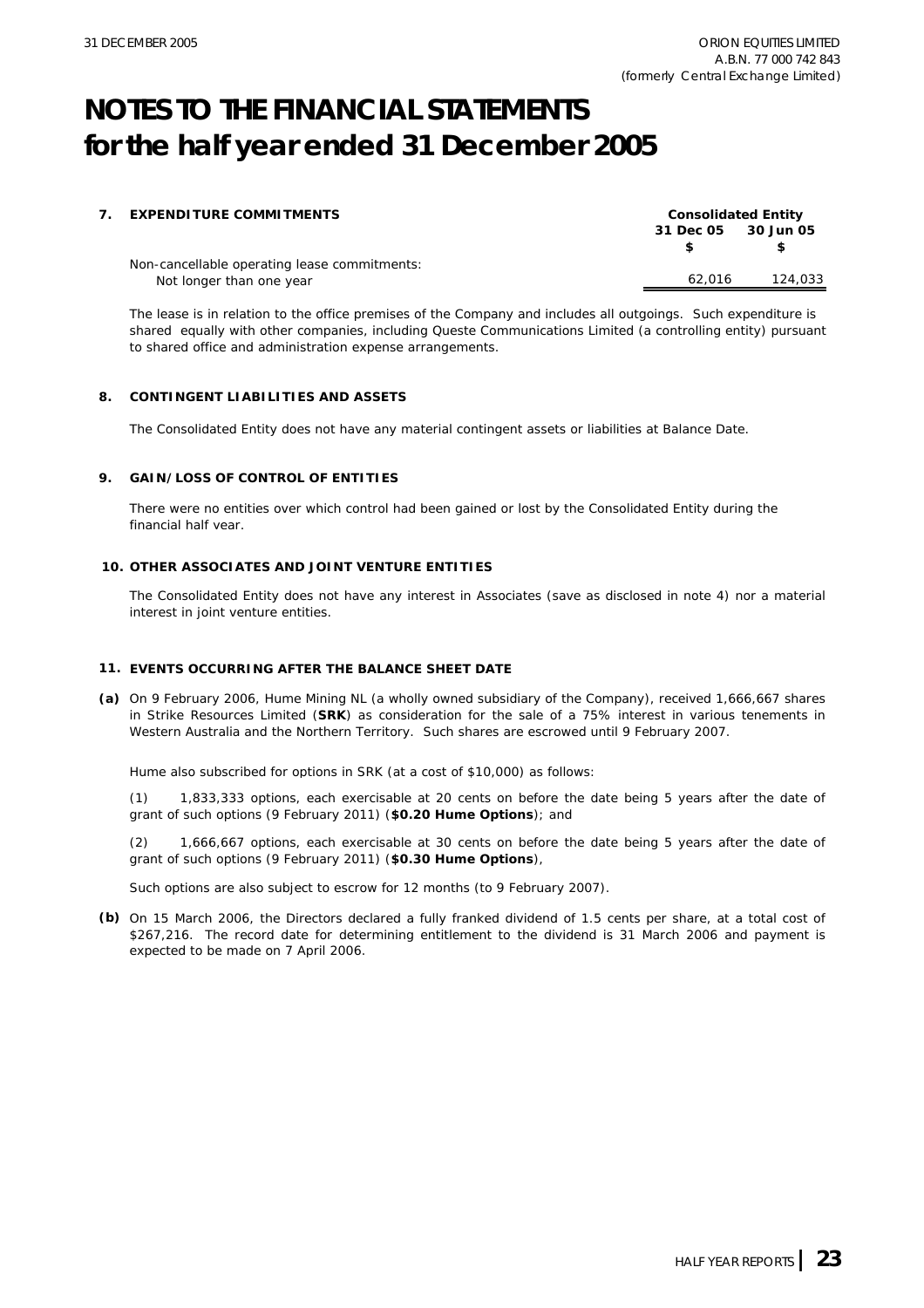# NOTES TO THE FINANCIAL STATEMENTS for the half year ended 31 December 2005

### 7. EXPENDITURE COMMITMENTS

| | Consolidated Entity | |
|---|---|---|
| | 31 Dec 05 | 30 Jun 05 |
| | $ | $ |
| Non-cancellable operating lease commitments: | | |
| Not longer than one year | 62,016 | 124,033 |

The lease is in relation to the office premises of the Company and includes all outgoings. Such expenditure is shared equally with other companies, including Queste Communications Limited (a controlling entity) pursuant to shared office and administration expense arrangements.

### 8. CONTINGENT LIABILITIES AND ASSETS

The Consolidated Entity does not have any material contingent assets or liabilities at Balance Date.

### 9. GAIN/LOSS OF CONTROL OF ENTITIES

There were no entities over which control had been gained or lost by the Consolidated Entity during the financial half year.

### 10. OTHER ASSOCIATES AND JOINT VENTURE ENTITIES

The Consolidated Entity does not have any interest in Associates (save as disclosed in note 4) nor a material interest in joint venture entities.

### 11. EVENTS OCCURRING AFTER THE BALANCE SHEET DATE

**(a)** On 9 February 2006, Hume Mining NL (a wholly owned subsidiary of the Company), received 1,666,667 shares in Strike Resources Limited (**SRK**) as consideration for the sale of a 75% interest in various tenements in Western Australia and the Northern Territory. Such shares are escrowed until 9 February 2007.

Hume also subscribed for options in SRK (at a cost of $10,000) as follows:

(1) 1,833,333 options, each exercisable at 20 cents on before the date being 5 years after the date of grant of such options (9 February 2011) (**$0.20 Hume Options**); and

(2) 1,666,667 options, each exercisable at 30 cents on before the date being 5 years after the date of grant of such options (9 February 2011) (**$0.30 Hume Options**),

Such options are also subject to escrow for 12 months (to 9 February 2007).

**(b)** On 15 March 2006, the Directors declared a fully franked dividend of 1.5 cents per share, at a total cost of $267,216. The record date for determining entitlement to the dividend is 31 March 2006 and payment is expected to be made on 7 April 2006.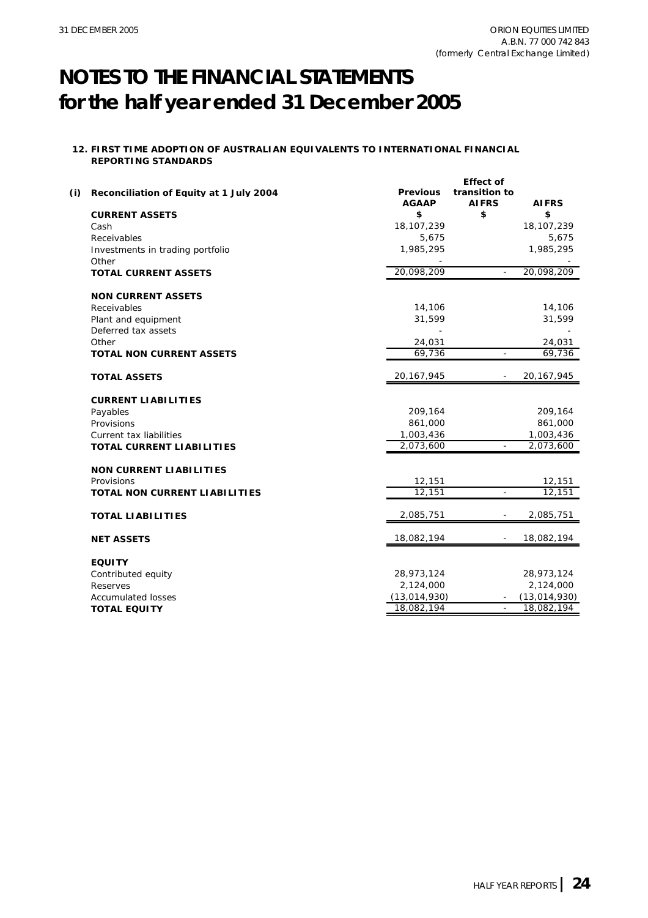# NOTES TO THE FINANCIAL STATEMENTS for the half year ended 31 December 2005

**12. FIRST TIME ADOPTION OF AUSTRALIAN EQUIVALENTS TO INTERNATIONAL FINANCIAL REPORTING STANDARDS**

| (i) Reconciliation of Equity at 1 July 2004 | Previous AGAAP | Effect of transition to AIFRS | AIFRS |
|---|---|---|---|
| | $ | $ | $ |
| **CURRENT ASSETS** | | | |
| Cash | 18,107,239 | | 18,107,239 |
| Receivables | 5,675 | | 5,675 |
| Investments in trading portfolio | 1,985,295 | | 1,985,295 |
| Other | - | | - |
| **TOTAL CURRENT ASSETS** | 20,098,209 | - | 20,098,209 |
| **NON CURRENT ASSETS** | | | |
| Receivables | 14,106 | | 14,106 |
| Plant and equipment | 31,599 | | 31,599 |
| Deferred tax assets | - | | - |
| Other | 24,031 | | 24,031 |
| **TOTAL NON CURRENT ASSETS** | 69,736 | - | 69,736 |
| **TOTAL ASSETS** | 20,167,945 | - | 20,167,945 |
| **CURRENT LIABILITIES** | | | |
| Payables | 209,164 | | 209,164 |
| Provisions | 861,000 | | 861,000 |
| Current tax liabilities | 1,003,436 | | 1,003,436 |
| **TOTAL CURRENT LIABILITIES** | 2,073,600 | - | 2,073,600 |
| **NON CURRENT LIABILITIES** | | | |
| Provisions | 12,151 | | 12,151 |
| **TOTAL NON CURRENT LIABILITIES** | 12,151 | - | 12,151 |
| **TOTAL LIABILITIES** | 2,085,751 | - | 2,085,751 |
| **NET ASSETS** | 18,082,194 | - | 18,082,194 |
| **EQUITY** | | | |
| Contributed equity | 28,973,124 | | 28,973,124 |
| Reserves | 2,124,000 | | 2,124,000 |
| Accumulated losses | (13,014,930) | - | (13,014,930) |
| **TOTAL EQUITY** | 18,082,194 | - | 18,082,194 |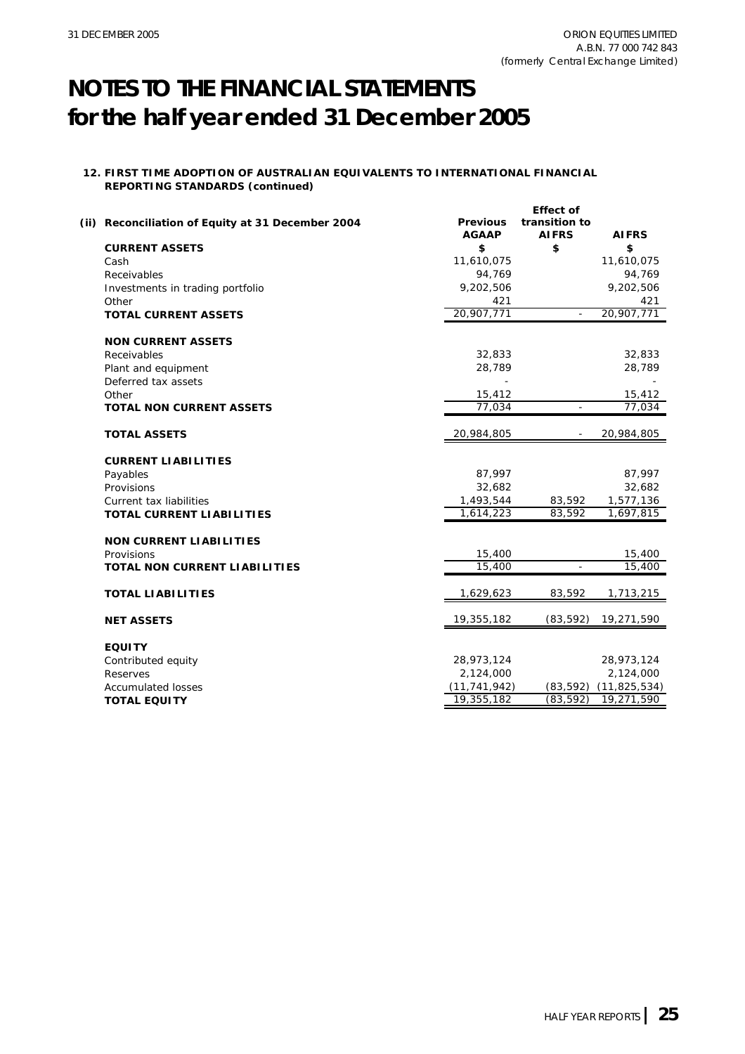# NOTES TO THE FINANCIAL STATEMENTS for the half year ended 31 December 2005

**12. FIRST TIME ADOPTION OF AUSTRALIAN EQUIVALENTS TO INTERNATIONAL FINANCIAL REPORTING STANDARDS (continued)**

| (ii) Reconciliation of Equity at 31 December 2004 | Previous AGAAP | Effect of transition to AIFRS | AIFRS |
|---|---|---|---|
| **CURRENT ASSETS** | **$** | **$** | **$** |
| Cash | 11,610,075 | | 11,610,075 |
| Receivables | 94,769 | | 94,769 |
| Investments in trading portfolio | 9,202,506 | | 9,202,506 |
| Other | 421 | | 421 |
| **TOTAL CURRENT ASSETS** | 20,907,771 | - | 20,907,771 |
| | | | |
| **NON CURRENT ASSETS** | | | |
| Receivables | 32,833 | | 32,833 |
| Plant and equipment | 28,789 | | 28,789 |
| Deferred tax assets | - | | - |
| Other | 15,412 | | 15,412 |
| **TOTAL NON CURRENT ASSETS** | 77,034 | - | 77,034 |
| | | | |
| **TOTAL ASSETS** | 20,984,805 | - | 20,984,805 |
| | | | |
| **CURRENT LIABILITIES** | | | |
| Payables | 87,997 | | 87,997 |
| Provisions | 32,682 | | 32,682 |
| Current tax liabilities | 1,493,544 | 83,592 | 1,577,136 |
| **TOTAL CURRENT LIABILITIES** | 1,614,223 | 83,592 | 1,697,815 |
| | | | |
| **NON CURRENT LIABILITIES** | | | |
| Provisions | 15,400 | | 15,400 |
| **TOTAL NON CURRENT LIABILITIES** | 15,400 | - | 15,400 |
| | | | |
| **TOTAL LIABILITIES** | 1,629,623 | 83,592 | 1,713,215 |
| | | | |
| **NET ASSETS** | 19,355,182 | (83,592) | 19,271,590 |
| | | | |
| **EQUITY** | | | |
| Contributed equity | 28,973,124 | | 28,973,124 |
| Reserves | 2,124,000 | | 2,124,000 |
| Accumulated losses | (11,741,942) | (83,592) | (11,825,534) |
| **TOTAL EQUITY** | 19,355,182 | (83,592) | 19,271,590 |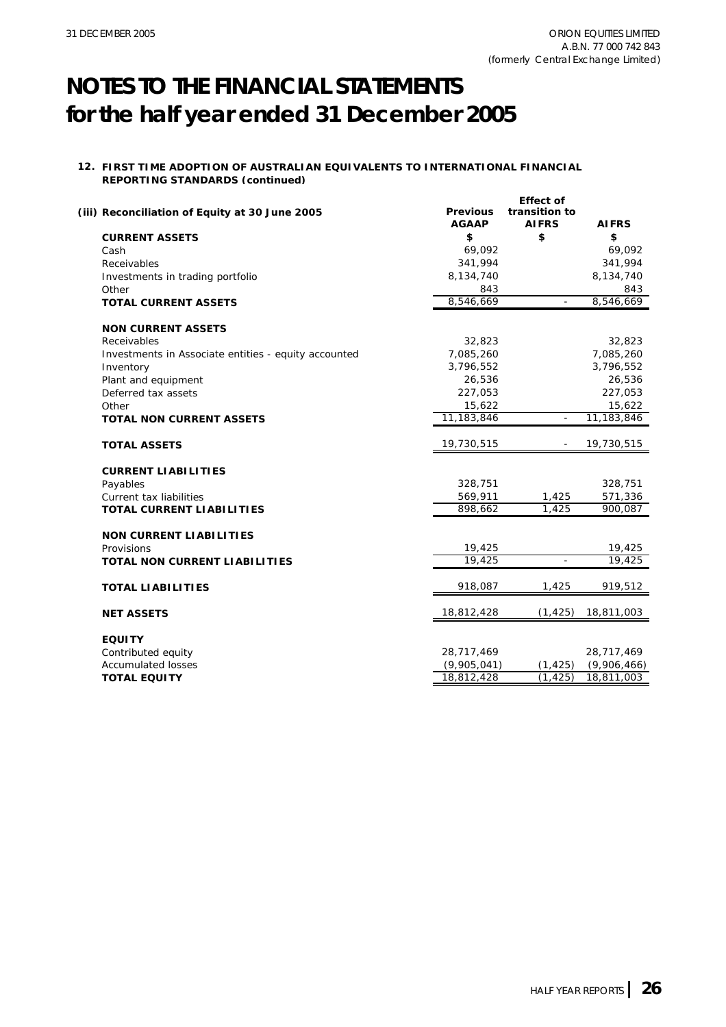# NOTES TO THE FINANCIAL STATEMENTS for the half year ended 31 December 2005

## 12. FIRST TIME ADOPTION OF AUSTRALIAN EQUIVALENTS TO INTERNATIONAL FINANCIAL REPORTING STANDARDS (continued)

| (iii) Reconciliation of Equity at 30 June 2005 | Previous AGAAP | Effect of transition to AIFRS | AIFRS |
|---|---|---|---|
| **CURRENT ASSETS** | **$** | **$** | **$** |
| Cash | 69,092 | | 69,092 |
| Receivables | 341,994 | | 341,994 |
| Investments in trading portfolio | 8,134,740 | | 8,134,740 |
| Other | 843 | | 843 |
| **TOTAL CURRENT ASSETS** | 8,546,669 | - | 8,546,669 |
| | | | |
| **NON CURRENT ASSETS** | | | |
| Receivables | 32,823 | | 32,823 |
| Investments in Associate entities - equity accounted | 7,085,260 | | 7,085,260 |
| Inventory | 3,796,552 | | 3,796,552 |
| Plant and equipment | 26,536 | | 26,536 |
| Deferred tax assets | 227,053 | | 227,053 |
| Other | 15,622 | | 15,622 |
| **TOTAL NON CURRENT ASSETS** | 11,183,846 | - | 11,183,846 |
| | | | |
| **TOTAL ASSETS** | 19,730,515 | - | 19,730,515 |
| | | | |
| **CURRENT LIABILITIES** | | | |
| Payables | 328,751 | | 328,751 |
| Current tax liabilities | 569,911 | 1,425 | 571,336 |
| **TOTAL CURRENT LIABILITIES** | 898,662 | 1,425 | 900,087 |
| | | | |
| **NON CURRENT LIABILITIES** | | | |
| Provisions | 19,425 | | 19,425 |
| **TOTAL NON CURRENT LIABILITIES** | 19,425 | - | 19,425 |
| | | | |
| **TOTAL LIABILITIES** | 918,087 | 1,425 | 919,512 |
| | | | |
| **NET ASSETS** | 18,812,428 | (1,425) | 18,811,003 |
| | | | |
| **EQUITY** | | | |
| Contributed equity | 28,717,469 | | 28,717,469 |
| Accumulated losses | (9,905,041) | (1,425) | (9,906,466) |
| **TOTAL EQUITY** | 18,812,428 | (1,425) | 18,811,003 |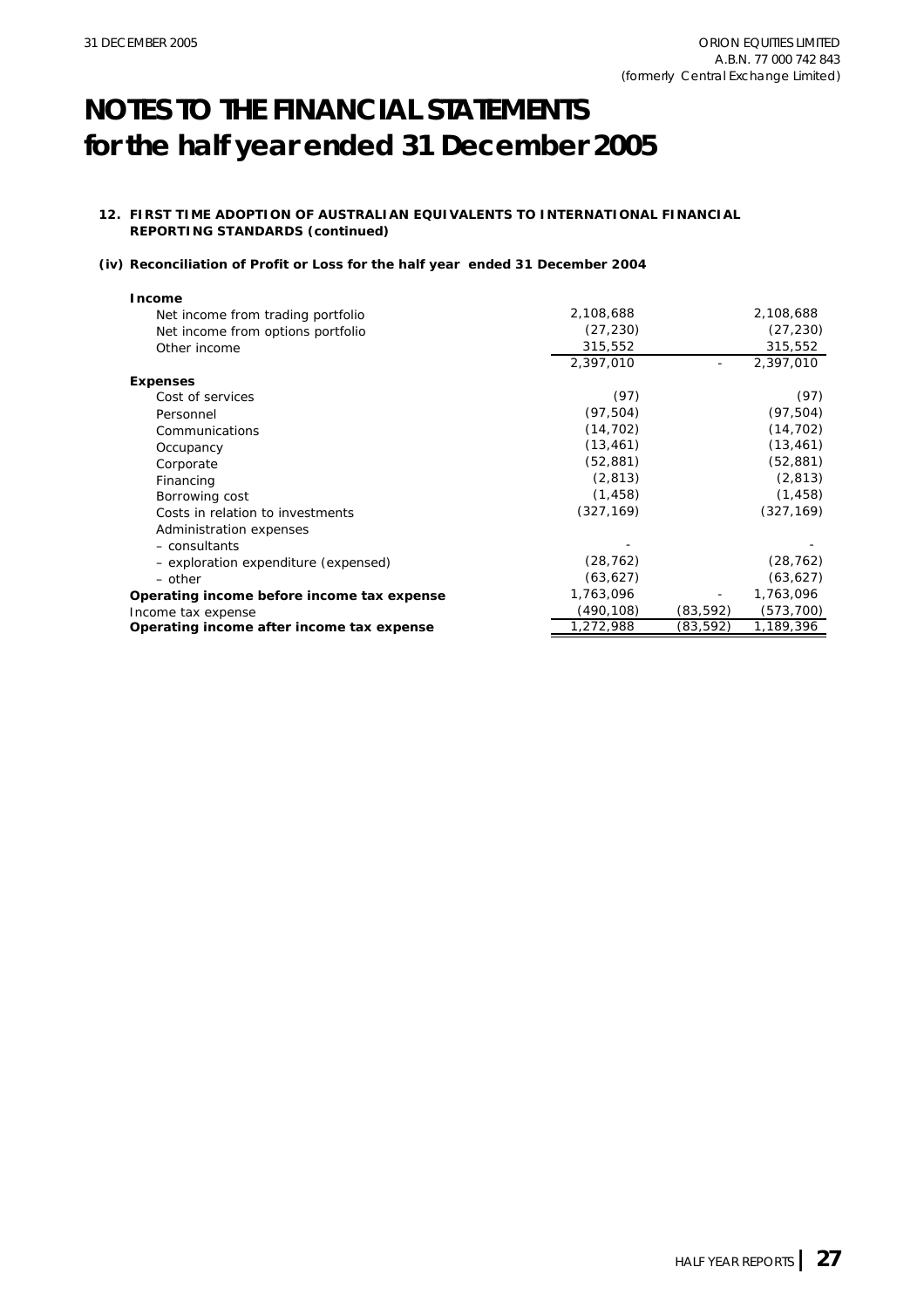# NOTES TO THE FINANCIAL STATEMENTS for the half year ended 31 December 2005

**12. FIRST TIME ADOPTION OF AUSTRALIAN EQUIVALENTS TO INTERNATIONAL FINANCIAL REPORTING STANDARDS (continued)**

**(iv) Reconciliation of Profit or Loss for the half year ended 31 December 2004**

| | | | |
|---|---|---|---|
| **Income** | | | |
| Net income from trading portfolio | 2,108,688 | | 2,108,688 |
| Net income from options portfolio | (27,230) | | (27,230) |
| Other income | 315,552 | | 315,552 |
| | 2,397,010 | - | 2,397,010 |
| **Expenses** | | | |
| Cost of services | (97) | | (97) |
| Personnel | (97,504) | | (97,504) |
| Communications | (14,702) | | (14,702) |
| Occupancy | (13,461) | | (13,461) |
| Corporate | (52,881) | | (52,881) |
| Financing | (2,813) | | (2,813) |
| Borrowing cost | (1,458) | | (1,458) |
| Costs in relation to investments | (327,169) | | (327,169) |
| Administration expenses | | | |
| – consultants | - | | - |
| – exploration expenditure (expensed) | (28,762) | | (28,762) |
| – other | (63,627) | | (63,627) |
| **Operating income before income tax expense** | 1,763,096 | - | 1,763,096 |
| Income tax expense | (490,108) | (83,592) | (573,700) |
| **Operating income after income tax expense** | 1,272,988 | (83,592) | 1,189,396 |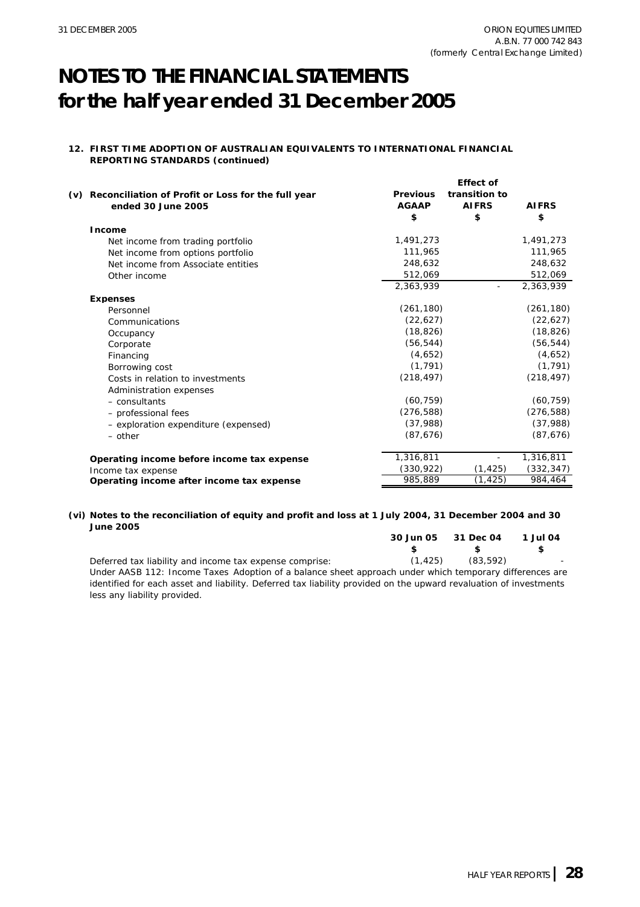# NOTES TO THE FINANCIAL STATEMENTS for the half year ended 31 December 2005

### 12. FIRST TIME ADOPTION OF AUSTRALIAN EQUIVALENTS TO INTERNATIONAL FINANCIAL REPORTING STANDARDS (continued)

| (v) Reconciliation of Profit or Loss for the full year ended 30 June 2005 | Previous AGAAP | Effect of transition to AIFRS | AIFRS |
|---|---|---|---|
| | $ | $ | $ |
| **Income** | | | |
| Net income from trading portfolio | 1,491,273 | | 1,491,273 |
| Net income from options portfolio | 111,965 | | 111,965 |
| Net income from Associate entities | 248,632 | | 248,632 |
| Other income | 512,069 | | 512,069 |
| | 2,363,939 | - | 2,363,939 |
| **Expenses** | | | |
| Personnel | (261,180) | | (261,180) |
| Communications | (22,627) | | (22,627) |
| Occupancy | (18,826) | | (18,826) |
| Corporate | (56,544) | | (56,544) |
| Financing | (4,652) | | (4,652) |
| Borrowing cost | (1,791) | | (1,791) |
| Costs in relation to investments | (218,497) | | (218,497) |
| Administration expenses | | | |
| – consultants | (60,759) | | (60,759) |
| – professional fees | (276,588) | | (276,588) |
| – exploration expenditure (expensed) | (37,988) | | (37,988) |
| – other | (87,676) | | (87,676) |
| **Operating income before income tax expense** | 1,316,811 | - | 1,316,811 |
| Income tax expense | (330,922) | (1,425) | (332,347) |
| **Operating income after income tax expense** | 985,889 | (1,425) | 984,464 |

### (vi) Notes to the reconciliation of equity and profit and loss at 1 July 2004, 31 December 2004 and 30 June 2005

| | 30 Jun 05 | 31 Dec 04 | 1 Jul 04 |
|---|---|---|---|
| | $ | $ | $ |
| Deferred tax liability and income tax expense comprise: | (1,425) | (83,592) | - |

Under AASB 112: Income Taxes Adoption of a balance sheet approach under which temporary differences are identified for each asset and liability. Deferred tax liability provided on the upward revaluation of investments less any liability provided.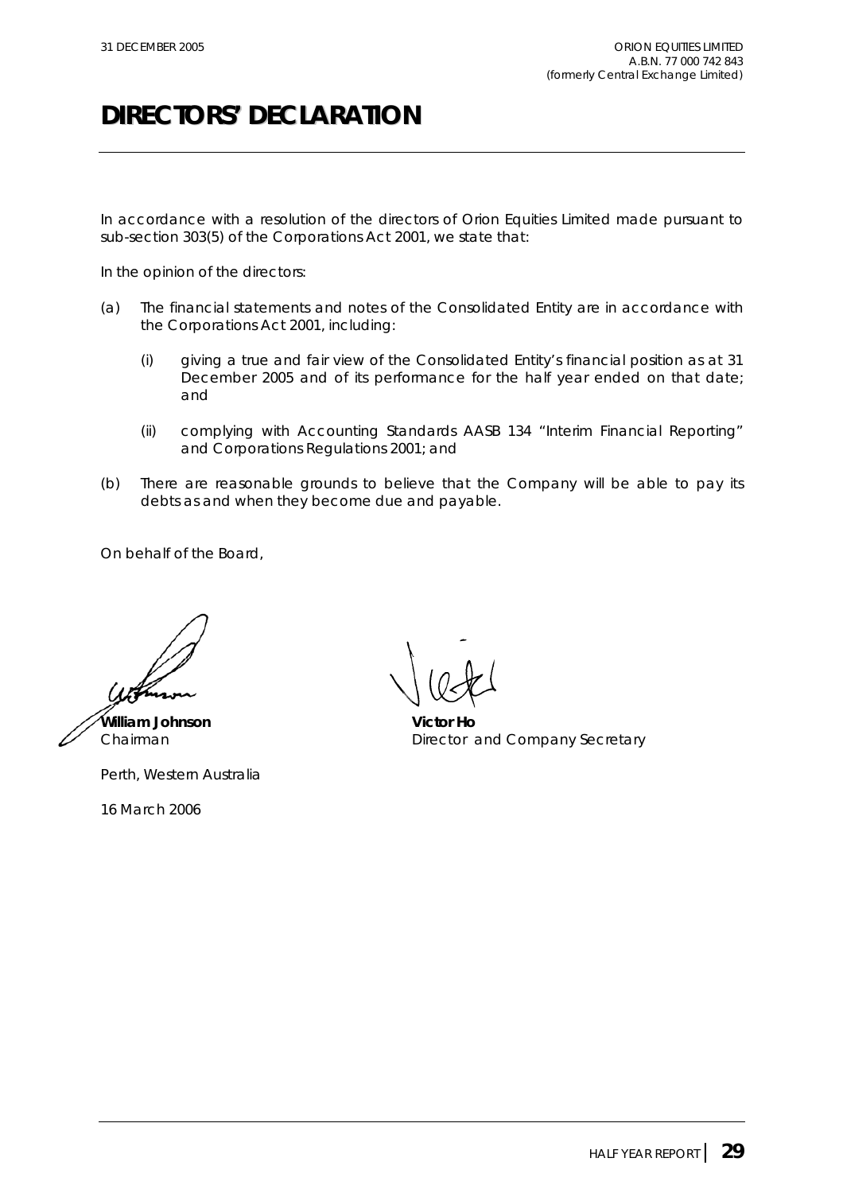# DIRECTORS' DECLARATION

In accordance with a resolution of the directors of Orion Equities Limited made pursuant to sub-section 303(5) of the Corporations Act 2001, we state that:

In the opinion of the directors:

(a) The financial statements and notes of the Consolidated Entity are in accordance with the Corporations Act 2001, including:

    (i) giving a true and fair view of the Consolidated Entity's financial position as at 31 December 2005 and of its performance for the half year ended on that date; and

    (ii) complying with Accounting Standards AASB 134 "Interim Financial Reporting" and Corporations Regulations 2001; and

(b) There are reasonable grounds to believe that the Company will be able to pay its debts as and when they become due and payable.

On behalf of the Board,

**William Johnson**
Chairman

**Victor Ho**
Director and Company Secretary

Perth, Western Australia

16 March 2006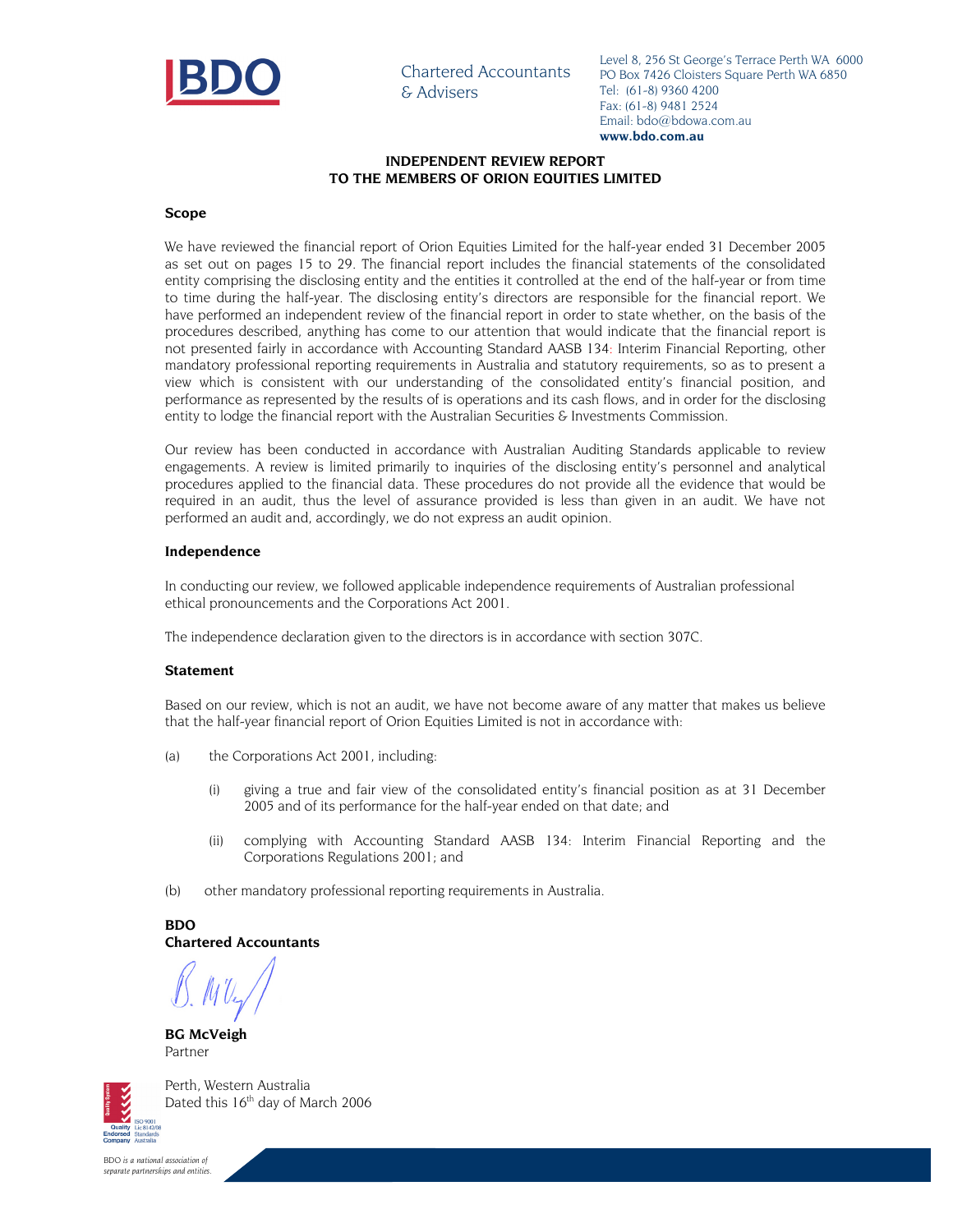BDO

Chartered Accountants & Advisers

Level 8, 256 St George's Terrace Perth WA 6000
PO Box 7426 Cloisters Square Perth WA 6850
Tel: (61-8) 9360 4200
Fax: (61-8) 9481 2524
Email: bdo@bdowa.com.au
**www.bdo.com.au**

## INDEPENDENT REVIEW REPORT
## TO THE MEMBERS OF ORION EQUITIES LIMITED

### Scope

We have reviewed the financial report of Orion Equities Limited for the half-year ended 31 December 2005 as set out on pages 15 to 29. The financial report includes the financial statements of the consolidated entity comprising the disclosing entity and the entities it controlled at the end of the half-year or from time to time during the half-year. The disclosing entity's directors are responsible for the financial report. We have performed an independent review of the financial report in order to state whether, on the basis of the procedures described, anything has come to our attention that would indicate that the financial report is not presented fairly in accordance with Accounting Standard AASB 134: Interim Financial Reporting, other mandatory professional reporting requirements in Australia and statutory requirements, so as to present a view which is consistent with our understanding of the consolidated entity's financial position, and performance as represented by the results of is operations and its cash flows, and in order for the disclosing entity to lodge the financial report with the Australian Securities & Investments Commission.

Our review has been conducted in accordance with Australian Auditing Standards applicable to review engagements. A review is limited primarily to inquiries of the disclosing entity's personnel and analytical procedures applied to the financial data. These procedures do not provide all the evidence that would be required in an audit, thus the level of assurance provided is less than given in an audit. We have not performed an audit and, accordingly, we do not express an audit opinion.

### Independence

In conducting our review, we followed applicable independence requirements of Australian professional ethical pronouncements and the Corporations Act 2001.

The independence declaration given to the directors is in accordance with section 307C.

### Statement

Based on our review, which is not an audit, we have not become aware of any matter that makes us believe that the half-year financial report of Orion Equities Limited is not in accordance with:

(a) the Corporations Act 2001, including:

 (i) giving a true and fair view of the consolidated entity's financial position as at 31 December 2005 and of its performance for the half-year ended on that date; and

 (ii) complying with Accounting Standard AASB 134: Interim Financial Reporting and the Corporations Regulations 2001; and

(b) other mandatory professional reporting requirements in Australia.

**BDO**
**Chartered Accountants**

**BG McVeigh**
Partner

Perth, Western Australia
Dated this 16th day of March 2006

BDO *is a national association of separate partnerships and entities.*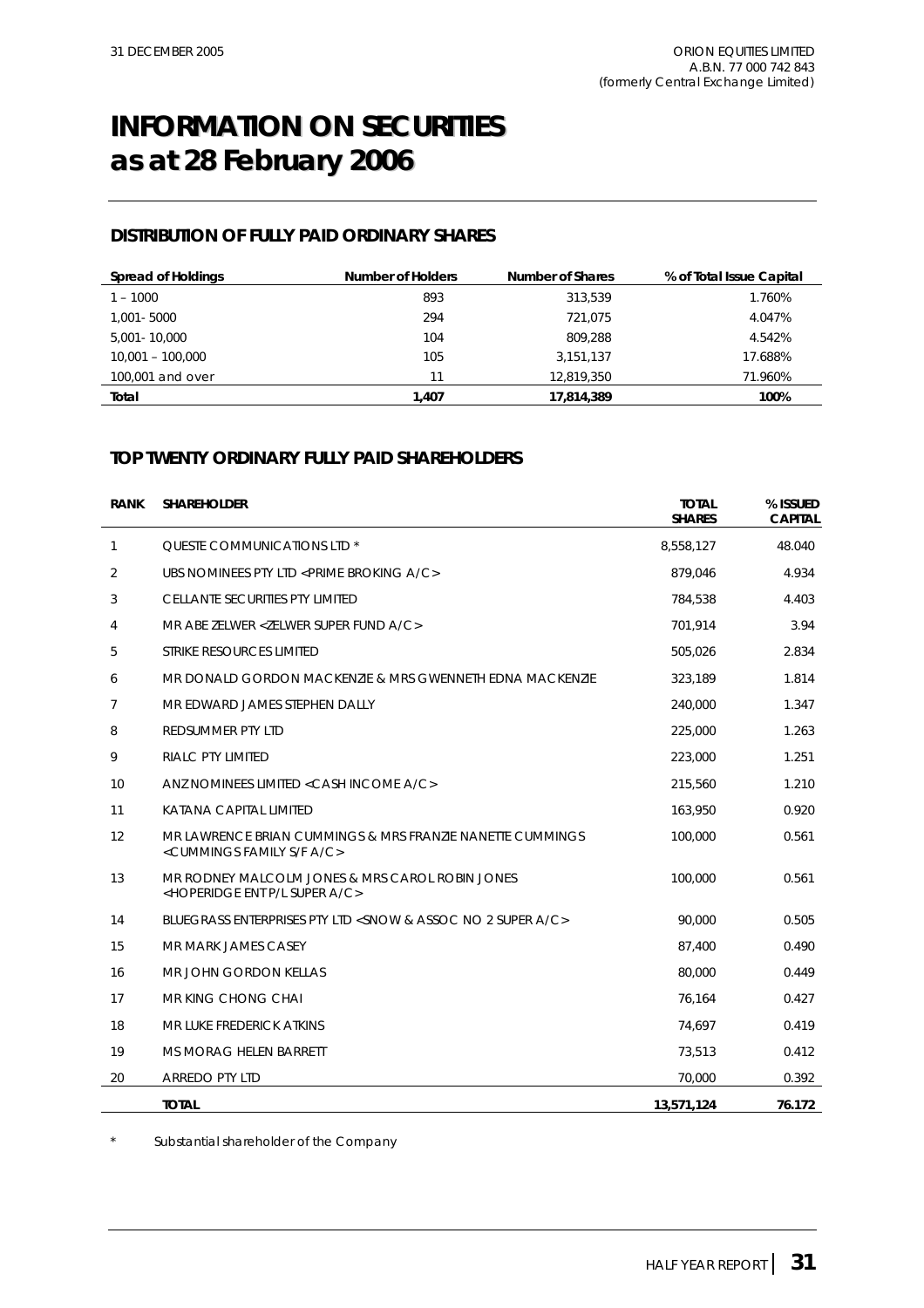# INFORMATION ON SECURITIES as at 28 February 2006

## DISTRIBUTION OF FULLY PAID ORDINARY SHARES

| Spread of Holdings | Number of Holders | Number of Shares | % of Total Issue Capital |
|---|---|---|---|
| 1 – 1000 | 893 | 313,539 | 1.760% |
| 1,001- 5000 | 294 | 721,075 | 4.047% |
| 5,001- 10,000 | 104 | 809,288 | 4.542% |
| 10,001 – 100,000 | 105 | 3,151,137 | 17.688% |
| 100,001 and over | 11 | 12,819,350 | 71.960% |
| **Total** | **1,407** | **17,814,389** | **100%** |

## TOP TWENTY ORDINARY FULLY PAID SHAREHOLDERS

| RANK | SHAREHOLDER | TOTAL SHARES | % ISSUED CAPITAL |
|---|---|---|---|
| 1 | QUESTE COMMUNICATIONS LTD * | 8,558,127 | 48.040 |
| 2 | UBS NOMINEES PTY LTD <PRIME BROKING A/C> | 879,046 | 4.934 |
| 3 | CELLANTE SECURITIES PTY LIMITED | 784,538 | 4.403 |
| 4 | MR ABE ZELWER <ZELWER SUPER FUND A/C> | 701,914 | 3.94 |
| 5 | STRIKE RESOURCES LIMITED | 505,026 | 2.834 |
| 6 | MR DONALD GORDON MACKENZIE & MRS GWENNETH EDNA MACKENZIE | 323,189 | 1.814 |
| 7 | MR EDWARD JAMES STEPHEN DALLY | 240,000 | 1.347 |
| 8 | REDSUMMER PTY LTD | 225,000 | 1.263 |
| 9 | RIALC PTY LIMITED | 223,000 | 1.251 |
| 10 | ANZ NOMINEES LIMITED <CASH INCOME A/C> | 215,560 | 1.210 |
| 11 | KATANA CAPITAL LIMITED | 163,950 | 0.920 |
| 12 | MR LAWRENCE BRIAN CUMMINGS & MRS FRANZIE NANETTE CUMMINGS <CUMMINGS FAMILY S/F A/C> | 100,000 | 0.561 |
| 13 | MR RODNEY MALCOLM JONES & MRS CAROL ROBIN JONES <HOPERIDGE ENT P/L SUPER A/C> | 100,000 | 0.561 |
| 14 | BLUEGRASS ENTERPRISES PTY LTD <SNOW & ASSOC NO 2 SUPER A/C> | 90,000 | 0.505 |
| 15 | MR MARK JAMES CASEY | 87,400 | 0.490 |
| 16 | MR JOHN GORDON KELLAS | 80,000 | 0.449 |
| 17 | MR KING CHONG CHAI | 76,164 | 0.427 |
| 18 | MR LUKE FREDERICK ATKINS | 74,697 | 0.419 |
| 19 | MS MORAG HELEN BARRETT | 73,513 | 0.412 |
| 20 | ARREDO PTY LTD | 70,000 | 0.392 |
| | **TOTAL** | **13,571,124** | **76.172** |

\* Substantial shareholder of the Company